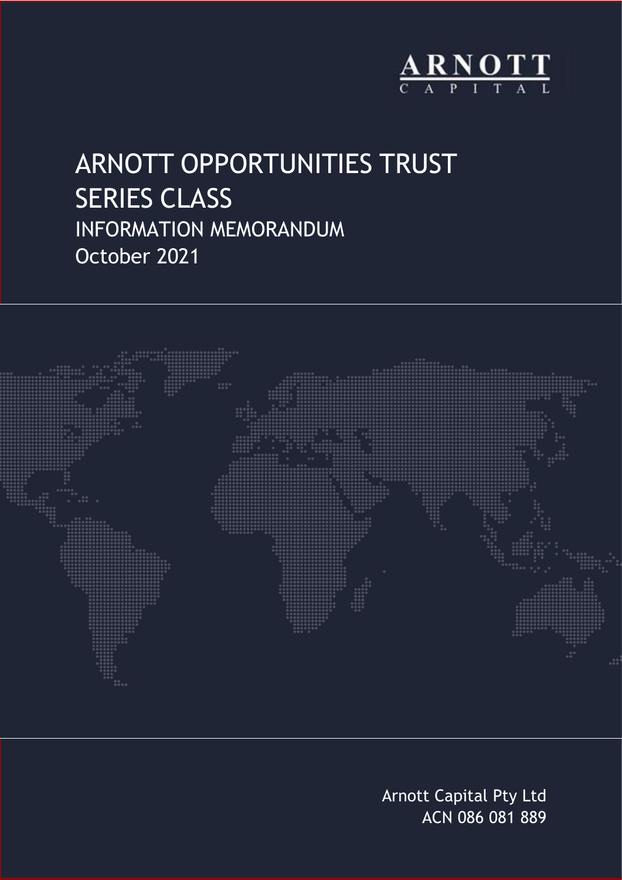ARNOTT
CAPITAL

# ARNOTT OPPORTUNITIES TRUST SERIES CLASS

## INFORMATION MEMORANDUM

October 2021

Arnott Capital Pty Ltd
ACN 086 081 889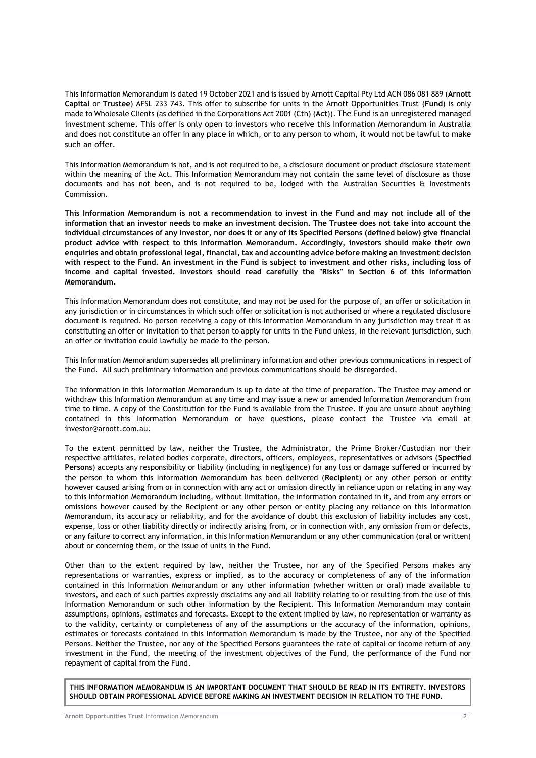This Information Memorandum is dated 19 October 2021 and is issued by Arnott Capital Pty Ltd ACN 086 081 889 (**Arnott Capital** or **Trustee**) AFSL 233 743. This offer to subscribe for units in the Arnott Opportunities Trust (**Fund**) is only made to Wholesale Clients (as defined in the Corporations Act 2001 (Cth) (**Act**)). The Fund is an unregistered managed investment scheme. This offer is only open to investors who receive this Information Memorandum in Australia and does not constitute an offer in any place in which, or to any person to whom, it would not be lawful to make such an offer.

This Information Memorandum is not, and is not required to be, a disclosure document or product disclosure statement within the meaning of the Act. This Information Memorandum may not contain the same level of disclosure as those documents and has not been, and is not required to be, lodged with the Australian Securities & Investments Commission.

**This Information Memorandum is not a recommendation to invest in the Fund and may not include all of the information that an investor needs to make an investment decision. The Trustee does not take into account the individual circumstances of any investor, nor does it or any of its Specified Persons (defined below) give financial product advice with respect to this Information Memorandum. Accordingly, investors should make their own enquiries and obtain professional legal, financial, tax and accounting advice before making an investment decision with respect to the Fund. An investment in the Fund is subject to investment and other risks, including loss of income and capital invested. Investors should read carefully the "Risks" in Section 6 of this Information Memorandum.**

This Information Memorandum does not constitute, and may not be used for the purpose of, an offer or solicitation in any jurisdiction or in circumstances in which such offer or solicitation is not authorised or where a regulated disclosure document is required. No person receiving a copy of this Information Memorandum in any jurisdiction may treat it as constituting an offer or invitation to that person to apply for units in the Fund unless, in the relevant jurisdiction, such an offer or invitation could lawfully be made to the person.

This Information Memorandum supersedes all preliminary information and other previous communications in respect of the Fund. All such preliminary information and previous communications should be disregarded.

The information in this Information Memorandum is up to date at the time of preparation. The Trustee may amend or withdraw this Information Memorandum at any time and may issue a new or amended Information Memorandum from time to time. A copy of the Constitution for the Fund is available from the Trustee. If you are unsure about anything contained in this Information Memorandum or have questions, please contact the Trustee via email at investor@arnott.com.au.

To the extent permitted by law, neither the Trustee, the Administrator, the Prime Broker/Custodian nor their respective affiliates, related bodies corporate, directors, officers, employees, representatives or advisors (**Specified Persons**) accepts any responsibility or liability (including in negligence) for any loss or damage suffered or incurred by the person to whom this Information Memorandum has been delivered (**Recipient**) or any other person or entity however caused arising from or in connection with any act or omission directly in reliance upon or relating in any way to this Information Memorandum including, without limitation, the information contained in it, and from any errors or omissions however caused by the Recipient or any other person or entity placing any reliance on this Information Memorandum, its accuracy or reliability, and for the avoidance of doubt this exclusion of liability includes any cost, expense, loss or other liability directly or indirectly arising from, or in connection with, any omission from or defects, or any failure to correct any information, in this Information Memorandum or any other communication (oral or written) about or concerning them, or the issue of units in the Fund.

Other than to the extent required by law, neither the Trustee, nor any of the Specified Persons makes any representations or warranties, express or implied, as to the accuracy or completeness of any of the information contained in this Information Memorandum or any other information (whether written or oral) made available to investors, and each of such parties expressly disclaims any and all liability relating to or resulting from the use of this Information Memorandum or such other information by the Recipient. This Information Memorandum may contain assumptions, opinions, estimates and forecasts. Except to the extent implied by law, no representation or warranty as to the validity, certainty or completeness of any of the assumptions or the accuracy of the information, opinions, estimates or forecasts contained in this Information Memorandum is made by the Trustee, nor any of the Specified Persons. Neither the Trustee, nor any of the Specified Persons guarantees the rate of capital or income return of any investment in the Fund, the meeting of the investment objectives of the Fund, the performance of the Fund nor repayment of capital from the Fund.

**THIS INFORMATION MEMORANDUM IS AN IMPORTANT DOCUMENT THAT SHOULD BE READ IN ITS ENTIRETY. INVESTORS SHOULD OBTAIN PROFESSIONAL ADVICE BEFORE MAKING AN INVESTMENT DECISION IN RELATION TO THE FUND.**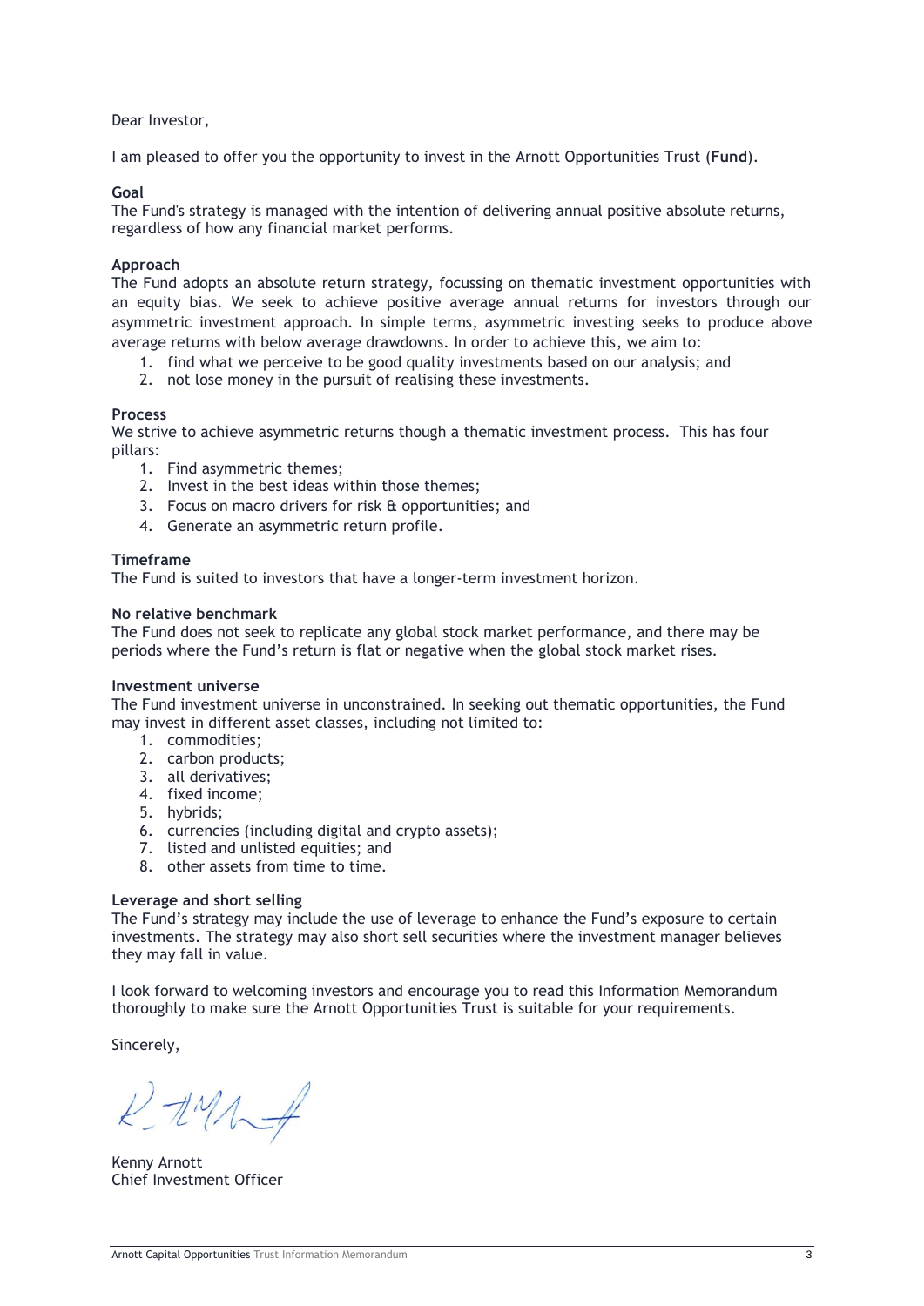Dear Investor,

I am pleased to offer you the opportunity to invest in the Arnott Opportunities Trust (**Fund**).

**Goal**
The Fund's strategy is managed with the intention of delivering annual positive absolute returns, regardless of how any financial market performs.

**Approach**
The Fund adopts an absolute return strategy, focussing on thematic investment opportunities with an equity bias. We seek to achieve positive average annual returns for investors through our asymmetric investment approach. In simple terms, asymmetric investing seeks to produce above average returns with below average drawdowns. In order to achieve this, we aim to:

1. find what we perceive to be good quality investments based on our analysis; and
2. not lose money in the pursuit of realising these investments.

**Process**
We strive to achieve asymmetric returns though a thematic investment process. This has four pillars:

1. Find asymmetric themes;
2. Invest in the best ideas within those themes;
3. Focus on macro drivers for risk & opportunities; and
4. Generate an asymmetric return profile.

**Timeframe**
The Fund is suited to investors that have a longer-term investment horizon.

**No relative benchmark**
The Fund does not seek to replicate any global stock market performance, and there may be periods where the Fund's return is flat or negative when the global stock market rises.

**Investment universe**
The Fund investment universe in unconstrained. In seeking out thematic opportunities, the Fund may invest in different asset classes, including not limited to:

1. commodities;
2. carbon products;
3. all derivatives;
4. fixed income;
5. hybrids;
6. currencies (including digital and crypto assets);
7. listed and unlisted equities; and
8. other assets from time to time.

**Leverage and short selling**
The Fund's strategy may include the use of leverage to enhance the Fund's exposure to certain investments. The strategy may also short sell securities where the investment manager believes they may fall in value.

I look forward to welcoming investors and encourage you to read this Information Memorandum thoroughly to make sure the Arnott Opportunities Trust is suitable for your requirements.

Sincerely,

Kenny Arnott
Chief Investment Officer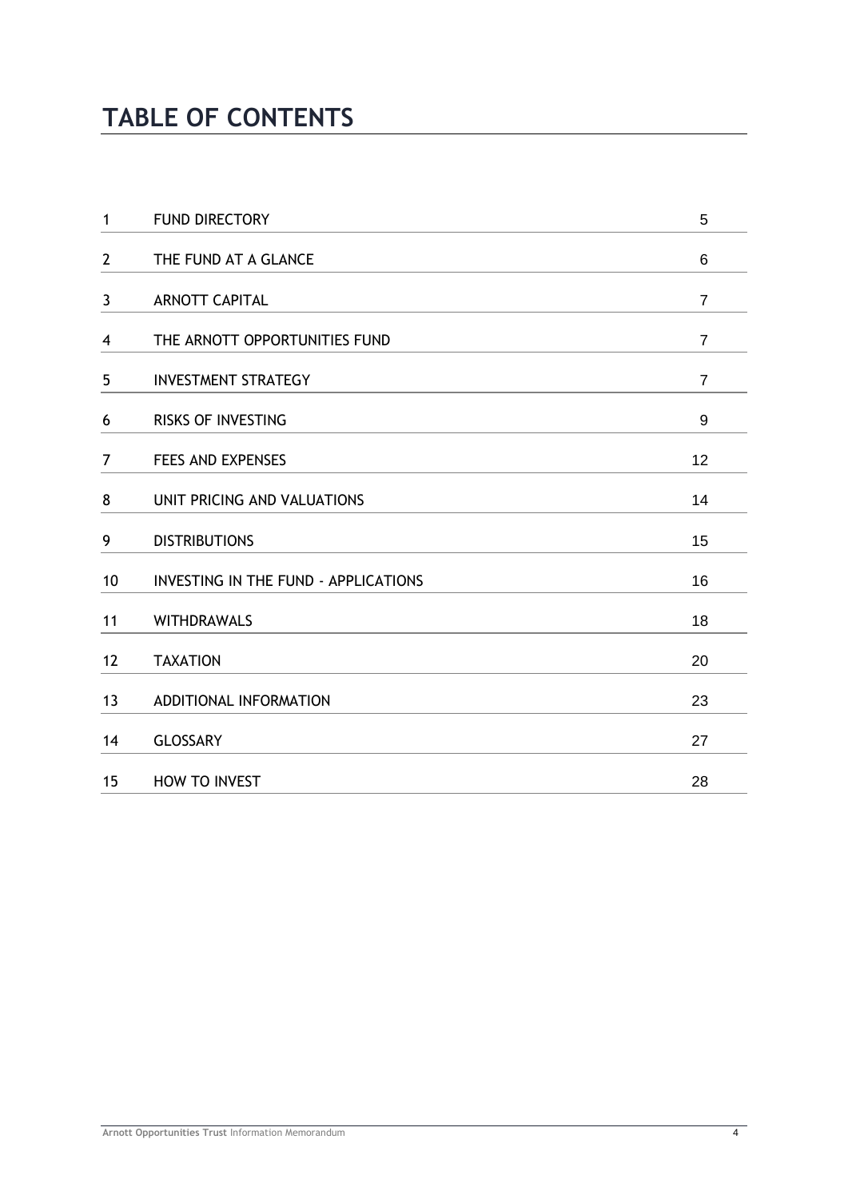# TABLE OF CONTENTS

| | | |
|---|---|---|
| 1 | FUND DIRECTORY | 5 |
| 2 | THE FUND AT A GLANCE | 6 |
| 3 | ARNOTT CAPITAL | 7 |
| 4 | THE ARNOTT OPPORTUNITIES FUND | 7 |
| 5 | INVESTMENT STRATEGY | 7 |
| 6 | RISKS OF INVESTING | 9 |
| 7 | FEES AND EXPENSES | 12 |
| 8 | UNIT PRICING AND VALUATIONS | 14 |
| 9 | DISTRIBUTIONS | 15 |
| 10 | INVESTING IN THE FUND - APPLICATIONS | 16 |
| 11 | WITHDRAWALS | 18 |
| 12 | TAXATION | 20 |
| 13 | ADDITIONAL INFORMATION | 23 |
| 14 | GLOSSARY | 27 |
| 15 | HOW TO INVEST | 28 |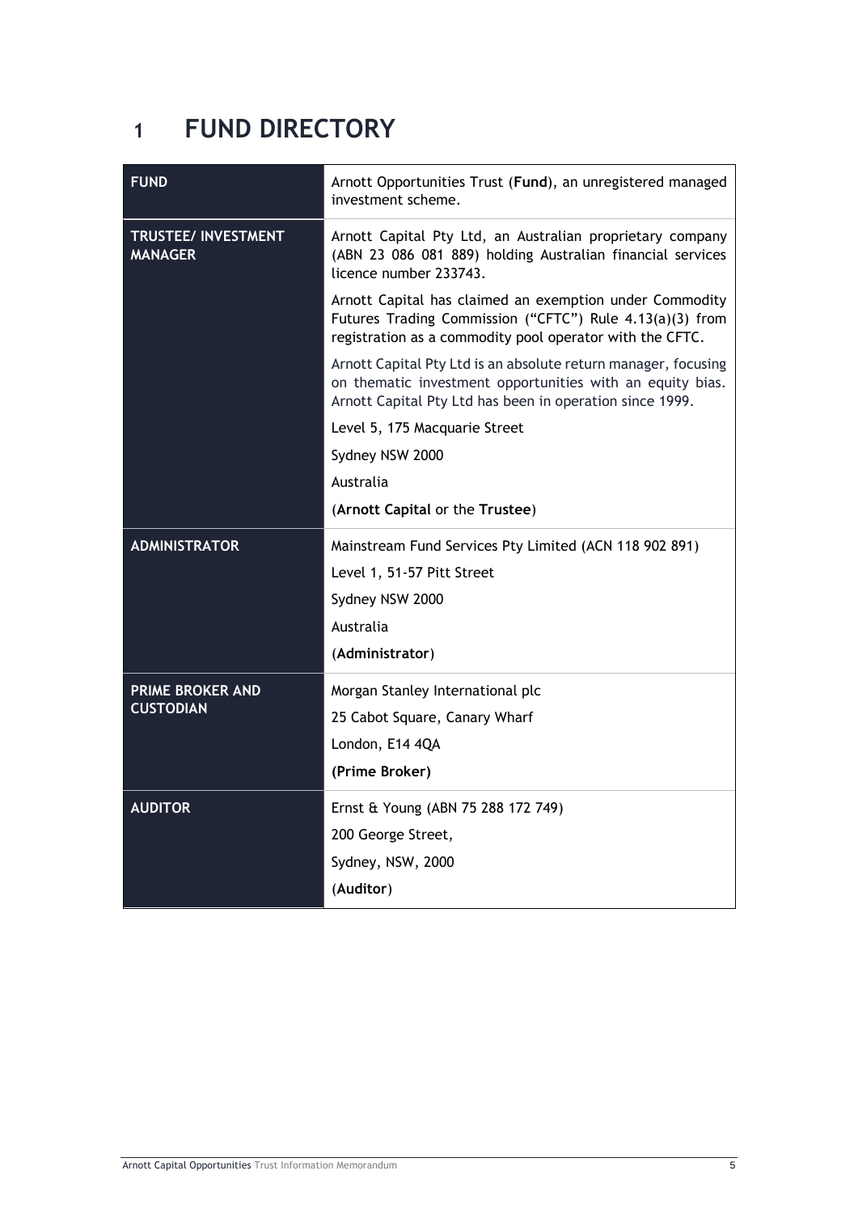# 1 FUND DIRECTORY

| | |
|---|---|
| **FUND** | Arnott Opportunities Trust (**Fund**), an unregistered managed investment scheme. |
| **TRUSTEE/ INVESTMENT MANAGER** | Arnott Capital Pty Ltd, an Australian proprietary company (ABN 23 086 081 889) holding Australian financial services licence number 233743.<br><br>Arnott Capital has claimed an exemption under Commodity Futures Trading Commission ("CFTC") Rule 4.13(a)(3) from registration as a commodity pool operator with the CFTC.<br><br>Arnott Capital Pty Ltd is an absolute return manager, focusing on thematic investment opportunities with an equity bias. Arnott Capital Pty Ltd has been in operation since 1999.<br><br>Level 5, 175 Macquarie Street<br>Sydney NSW 2000<br>Australia<br>(**Arnott Capital** or the **Trustee**) |
| **ADMINISTRATOR** | Mainstream Fund Services Pty Limited (ACN 118 902 891)<br>Level 1, 51-57 Pitt Street<br>Sydney NSW 2000<br>Australia<br>(**Administrator**) |
| **PRIME BROKER AND CUSTODIAN** | Morgan Stanley International plc<br>25 Cabot Square, Canary Wharf<br>London, E14 4QA<br>**(Prime Broker)** |
| **AUDITOR** | Ernst & Young (ABN 75 288 172 749)<br>200 George Street,<br>Sydney, NSW, 2000<br>(**Auditor**) |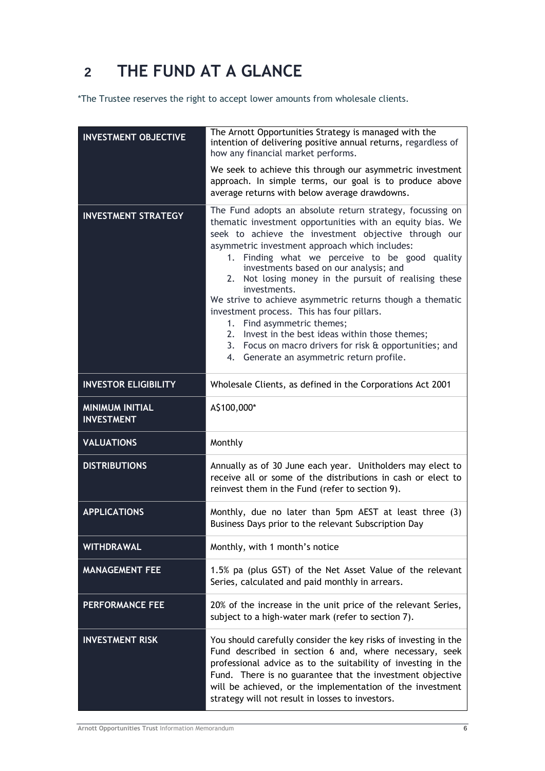# 2 THE FUND AT A GLANCE

*The Trustee reserves the right to accept lower amounts from wholesale clients.

| | |
|---|---|
| **INVESTMENT OBJECTIVE** | The Arnott Opportunities Strategy is managed with the intention of delivering positive annual returns, regardless of how any financial market performs.<br><br>We seek to achieve this through our asymmetric investment approach. In simple terms, our goal is to produce above average returns with below average drawdowns. |
| **INVESTMENT STRATEGY** | The Fund adopts an absolute return strategy, focussing on thematic investment opportunities with an equity bias. We seek to achieve the investment objective through our asymmetric investment approach which includes:<br>1. Finding what we perceive to be good quality investments based on our analysis; and<br>2. Not losing money in the pursuit of realising these investments.<br>We strive to achieve asymmetric returns though a thematic investment process. This has four pillars.<br>1. Find asymmetric themes;<br>2. Invest in the best ideas within those themes;<br>3. Focus on macro drivers for risk & opportunities; and<br>4. Generate an asymmetric return profile. |
| **INVESTOR ELIGIBILITY** | Wholesale Clients, as defined in the Corporations Act 2001 |
| **MINIMUM INITIAL INVESTMENT** | A$100,000* |
| **VALUATIONS** | Monthly |
| **DISTRIBUTIONS** | Annually as of 30 June each year. Unitholders may elect to receive all or some of the distributions in cash or elect to reinvest them in the Fund (refer to section 9). |
| **APPLICATIONS** | Monthly, due no later than 5pm AEST at least three (3) Business Days prior to the relevant Subscription Day |
| **WITHDRAWAL** | Monthly, with 1 month's notice |
| **MANAGEMENT FEE** | 1.5% pa (plus GST) of the Net Asset Value of the relevant Series, calculated and paid monthly in arrears. |
| **PERFORMANCE FEE** | 20% of the increase in the unit price of the relevant Series, subject to a high-water mark (refer to section 7). |
| **INVESTMENT RISK** | You should carefully consider the key risks of investing in the Fund described in section 6 and, where necessary, seek professional advice as to the suitability of investing in the Fund. There is no guarantee that the investment objective will be achieved, or the implementation of the investment strategy will not result in losses to investors. |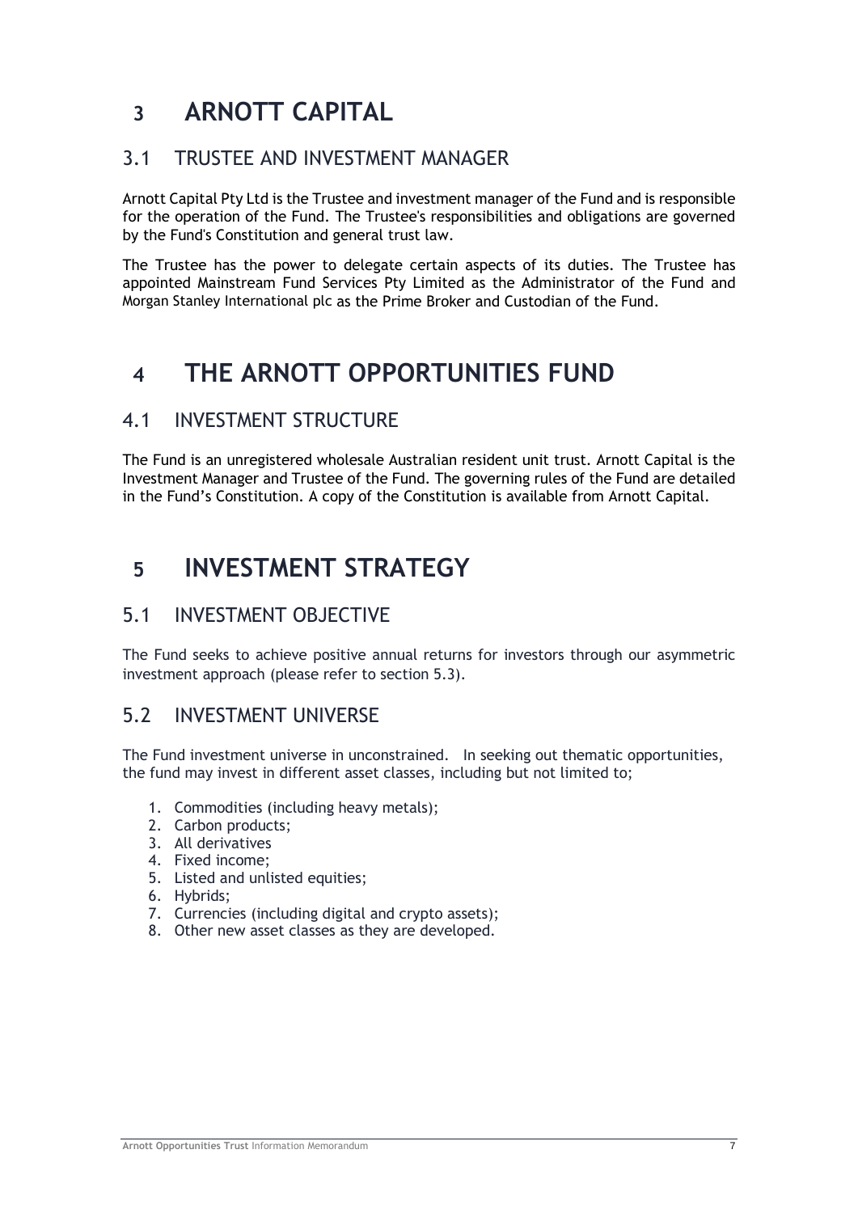# 3 ARNOTT CAPITAL

## 3.1 TRUSTEE AND INVESTMENT MANAGER

Arnott Capital Pty Ltd is the Trustee and investment manager of the Fund and is responsible for the operation of the Fund. The Trustee's responsibilities and obligations are governed by the Fund's Constitution and general trust law.

The Trustee has the power to delegate certain aspects of its duties. The Trustee has appointed Mainstream Fund Services Pty Limited as the Administrator of the Fund and Morgan Stanley International plc as the Prime Broker and Custodian of the Fund.

# 4 THE ARNOTT OPPORTUNITIES FUND

## 4.1 INVESTMENT STRUCTURE

The Fund is an unregistered wholesale Australian resident unit trust. Arnott Capital is the Investment Manager and Trustee of the Fund. The governing rules of the Fund are detailed in the Fund's Constitution. A copy of the Constitution is available from Arnott Capital.

# 5 INVESTMENT STRATEGY

## 5.1 INVESTMENT OBJECTIVE

The Fund seeks to achieve positive annual returns for investors through our asymmetric investment approach (please refer to section 5.3).

## 5.2 INVESTMENT UNIVERSE

The Fund investment universe in unconstrained. In seeking out thematic opportunities, the fund may invest in different asset classes, including but not limited to;

1. Commodities (including heavy metals);
2. Carbon products;
3. All derivatives
4. Fixed income;
5. Listed and unlisted equities;
6. Hybrids;
7. Currencies (including digital and crypto assets);
8. Other new asset classes as they are developed.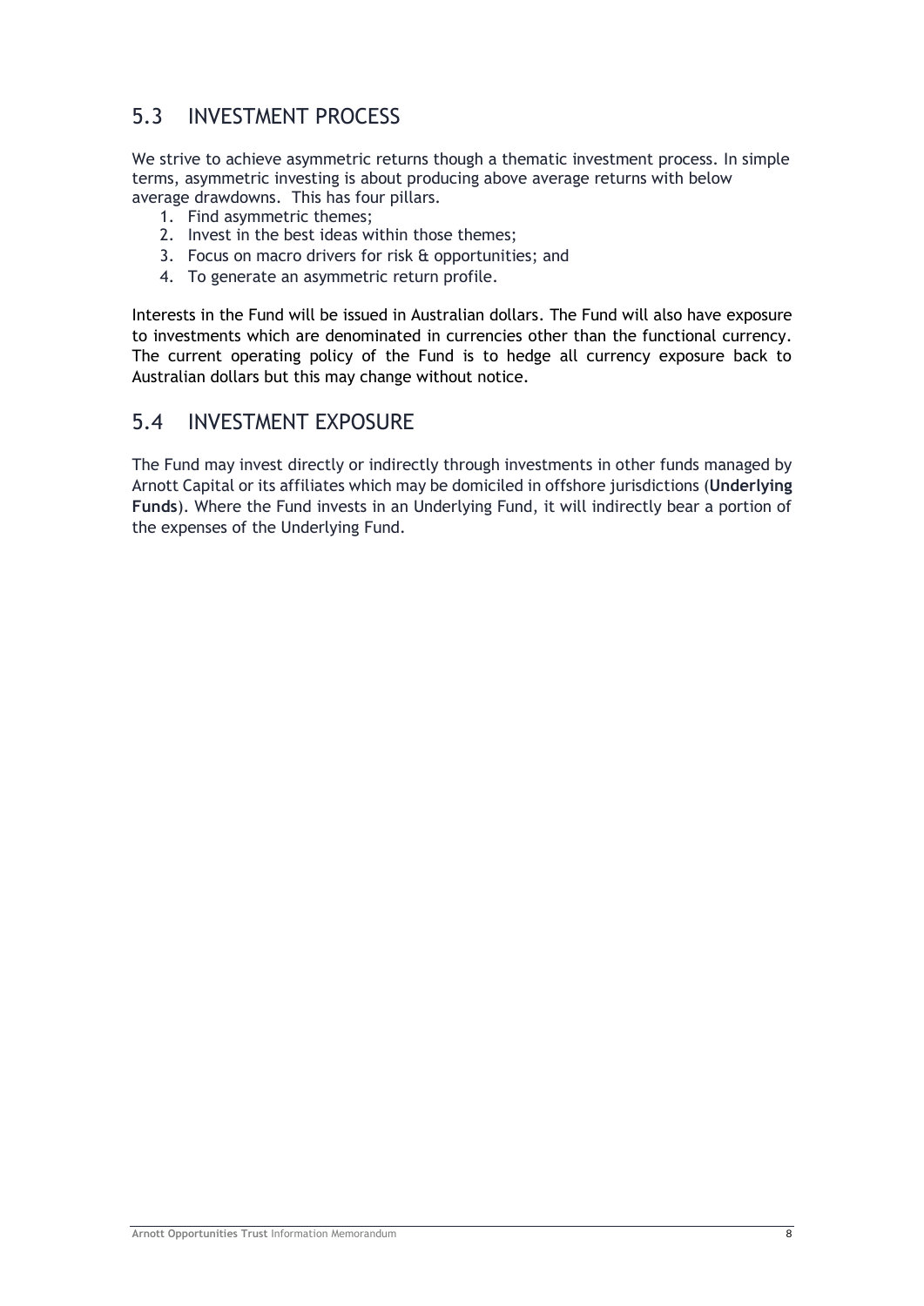## 5.3 INVESTMENT PROCESS

We strive to achieve asymmetric returns though a thematic investment process. In simple terms, asymmetric investing is about producing above average returns with below average drawdowns. This has four pillars.

1. Find asymmetric themes;
2. Invest in the best ideas within those themes;
3. Focus on macro drivers for risk & opportunities; and
4. To generate an asymmetric return profile.

Interests in the Fund will be issued in Australian dollars. The Fund will also have exposure to investments which are denominated in currencies other than the functional currency. The current operating policy of the Fund is to hedge all currency exposure back to Australian dollars but this may change without notice.

## 5.4 INVESTMENT EXPOSURE

The Fund may invest directly or indirectly through investments in other funds managed by Arnott Capital or its affiliates which may be domiciled in offshore jurisdictions (**Underlying Funds**). Where the Fund invests in an Underlying Fund, it will indirectly bear a portion of the expenses of the Underlying Fund.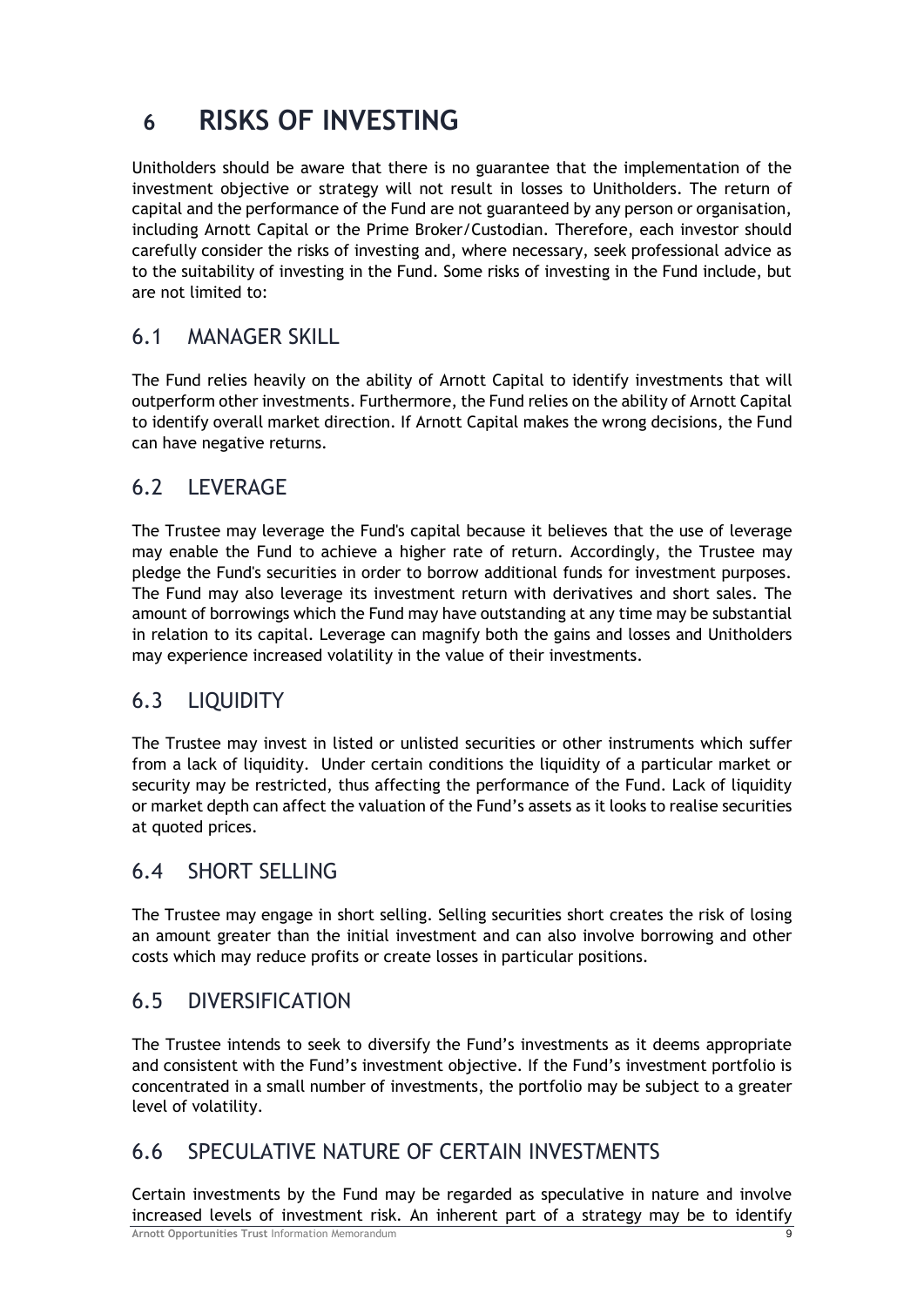# 6 RISKS OF INVESTING

Unitholders should be aware that there is no guarantee that the implementation of the investment objective or strategy will not result in losses to Unitholders. The return of capital and the performance of the Fund are not guaranteed by any person or organisation, including Arnott Capital or the Prime Broker/Custodian. Therefore, each investor should carefully consider the risks of investing and, where necessary, seek professional advice as to the suitability of investing in the Fund. Some risks of investing in the Fund include, but are not limited to:

## 6.1 MANAGER SKILL

The Fund relies heavily on the ability of Arnott Capital to identify investments that will outperform other investments. Furthermore, the Fund relies on the ability of Arnott Capital to identify overall market direction. If Arnott Capital makes the wrong decisions, the Fund can have negative returns.

## 6.2 LEVERAGE

The Trustee may leverage the Fund's capital because it believes that the use of leverage may enable the Fund to achieve a higher rate of return. Accordingly, the Trustee may pledge the Fund's securities in order to borrow additional funds for investment purposes. The Fund may also leverage its investment return with derivatives and short sales. The amount of borrowings which the Fund may have outstanding at any time may be substantial in relation to its capital. Leverage can magnify both the gains and losses and Unitholders may experience increased volatility in the value of their investments.

## 6.3 LIQUIDITY

The Trustee may invest in listed or unlisted securities or other instruments which suffer from a lack of liquidity. Under certain conditions the liquidity of a particular market or security may be restricted, thus affecting the performance of the Fund. Lack of liquidity or market depth can affect the valuation of the Fund's assets as it looks to realise securities at quoted prices.

## 6.4 SHORT SELLING

The Trustee may engage in short selling. Selling securities short creates the risk of losing an amount greater than the initial investment and can also involve borrowing and other costs which may reduce profits or create losses in particular positions.

## 6.5 DIVERSIFICATION

The Trustee intends to seek to diversify the Fund's investments as it deems appropriate and consistent with the Fund's investment objective. If the Fund's investment portfolio is concentrated in a small number of investments, the portfolio may be subject to a greater level of volatility.

## 6.6 SPECULATIVE NATURE OF CERTAIN INVESTMENTS

Certain investments by the Fund may be regarded as speculative in nature and involve increased levels of investment risk. An inherent part of a strategy may be to identify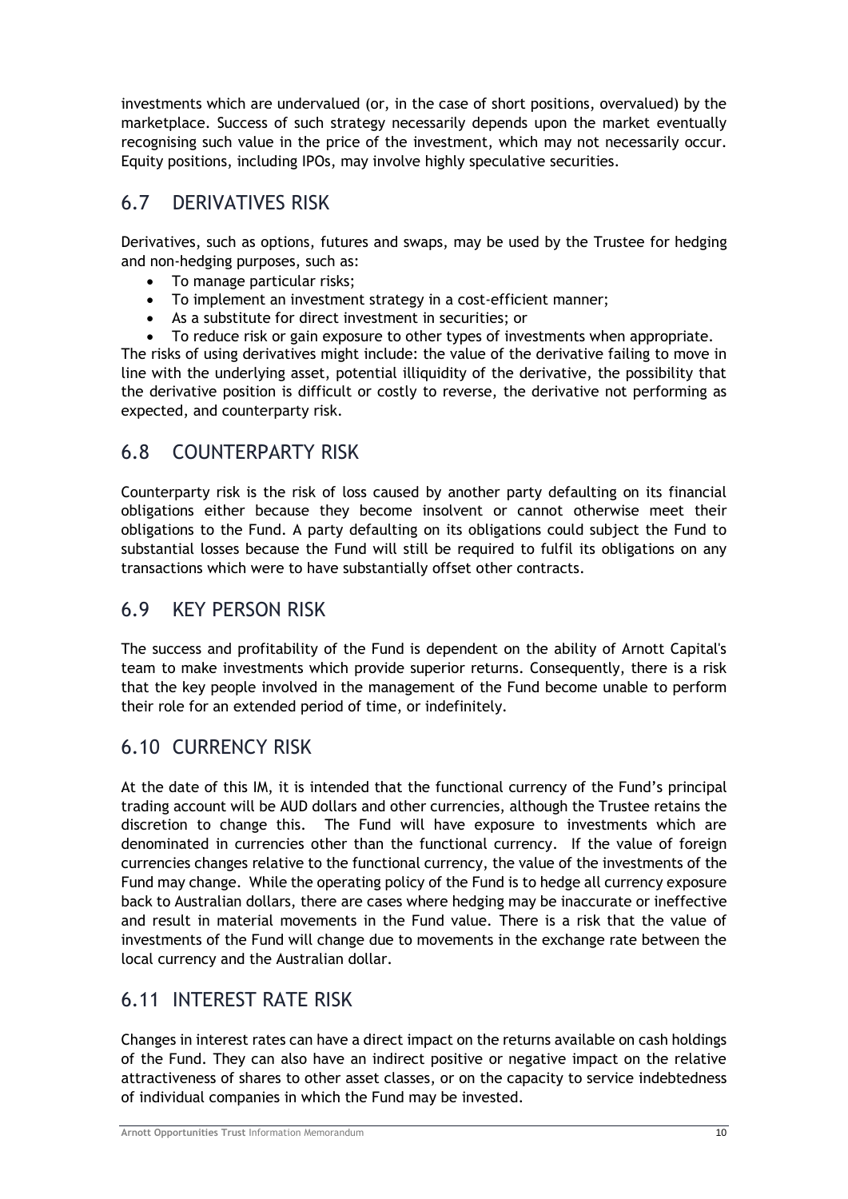investments which are undervalued (or, in the case of short positions, overvalued) by the marketplace. Success of such strategy necessarily depends upon the market eventually recognising such value in the price of the investment, which may not necessarily occur. Equity positions, including IPOs, may involve highly speculative securities.

## 6.7 DERIVATIVES RISK

Derivatives, such as options, futures and swaps, may be used by the Trustee for hedging and non-hedging purposes, such as:

- To manage particular risks;
- To implement an investment strategy in a cost-efficient manner;
- As a substitute for direct investment in securities; or
- To reduce risk or gain exposure to other types of investments when appropriate.

The risks of using derivatives might include: the value of the derivative failing to move in line with the underlying asset, potential illiquidity of the derivative, the possibility that the derivative position is difficult or costly to reverse, the derivative not performing as expected, and counterparty risk.

## 6.8 COUNTERPARTY RISK

Counterparty risk is the risk of loss caused by another party defaulting on its financial obligations either because they become insolvent or cannot otherwise meet their obligations to the Fund. A party defaulting on its obligations could subject the Fund to substantial losses because the Fund will still be required to fulfil its obligations on any transactions which were to have substantially offset other contracts.

## 6.9 KEY PERSON RISK

The success and profitability of the Fund is dependent on the ability of Arnott Capital's team to make investments which provide superior returns. Consequently, there is a risk that the key people involved in the management of the Fund become unable to perform their role for an extended period of time, or indefinitely.

## 6.10 CURRENCY RISK

At the date of this IM, it is intended that the functional currency of the Fund's principal trading account will be AUD dollars and other currencies, although the Trustee retains the discretion to change this. The Fund will have exposure to investments which are denominated in currencies other than the functional currency. If the value of foreign currencies changes relative to the functional currency, the value of the investments of the Fund may change. While the operating policy of the Fund is to hedge all currency exposure back to Australian dollars, there are cases where hedging may be inaccurate or ineffective and result in material movements in the Fund value. There is a risk that the value of investments of the Fund will change due to movements in the exchange rate between the local currency and the Australian dollar.

## 6.11 INTEREST RATE RISK

Changes in interest rates can have a direct impact on the returns available on cash holdings of the Fund. They can also have an indirect positive or negative impact on the relative attractiveness of shares to other asset classes, or on the capacity to service indebtedness of individual companies in which the Fund may be invested.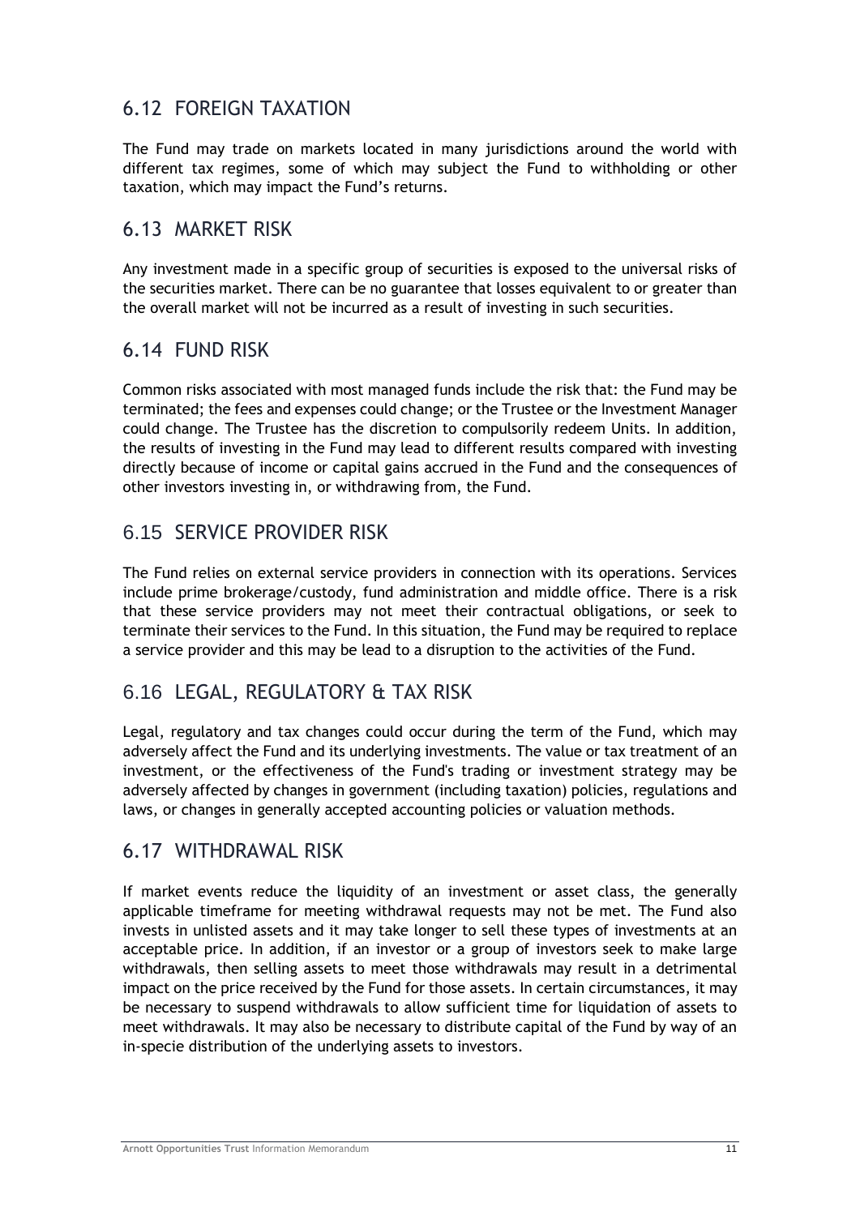## 6.12 FOREIGN TAXATION

The Fund may trade on markets located in many jurisdictions around the world with different tax regimes, some of which may subject the Fund to withholding or other taxation, which may impact the Fund's returns.

## 6.13 MARKET RISK

Any investment made in a specific group of securities is exposed to the universal risks of the securities market. There can be no guarantee that losses equivalent to or greater than the overall market will not be incurred as a result of investing in such securities.

## 6.14 FUND RISK

Common risks associated with most managed funds include the risk that: the Fund may be terminated; the fees and expenses could change; or the Trustee or the Investment Manager could change. The Trustee has the discretion to compulsorily redeem Units. In addition, the results of investing in the Fund may lead to different results compared with investing directly because of income or capital gains accrued in the Fund and the consequences of other investors investing in, or withdrawing from, the Fund.

## 6.15 SERVICE PROVIDER RISK

The Fund relies on external service providers in connection with its operations. Services include prime brokerage/custody, fund administration and middle office. There is a risk that these service providers may not meet their contractual obligations, or seek to terminate their services to the Fund. In this situation, the Fund may be required to replace a service provider and this may be lead to a disruption to the activities of the Fund.

## 6.16 LEGAL, REGULATORY & TAX RISK

Legal, regulatory and tax changes could occur during the term of the Fund, which may adversely affect the Fund and its underlying investments. The value or tax treatment of an investment, or the effectiveness of the Fund's trading or investment strategy may be adversely affected by changes in government (including taxation) policies, regulations and laws, or changes in generally accepted accounting policies or valuation methods.

## 6.17 WITHDRAWAL RISK

If market events reduce the liquidity of an investment or asset class, the generally applicable timeframe for meeting withdrawal requests may not be met. The Fund also invests in unlisted assets and it may take longer to sell these types of investments at an acceptable price. In addition, if an investor or a group of investors seek to make large withdrawals, then selling assets to meet those withdrawals may result in a detrimental impact on the price received by the Fund for those assets. In certain circumstances, it may be necessary to suspend withdrawals to allow sufficient time for liquidation of assets to meet withdrawals. It may also be necessary to distribute capital of the Fund by way of an in-specie distribution of the underlying assets to investors.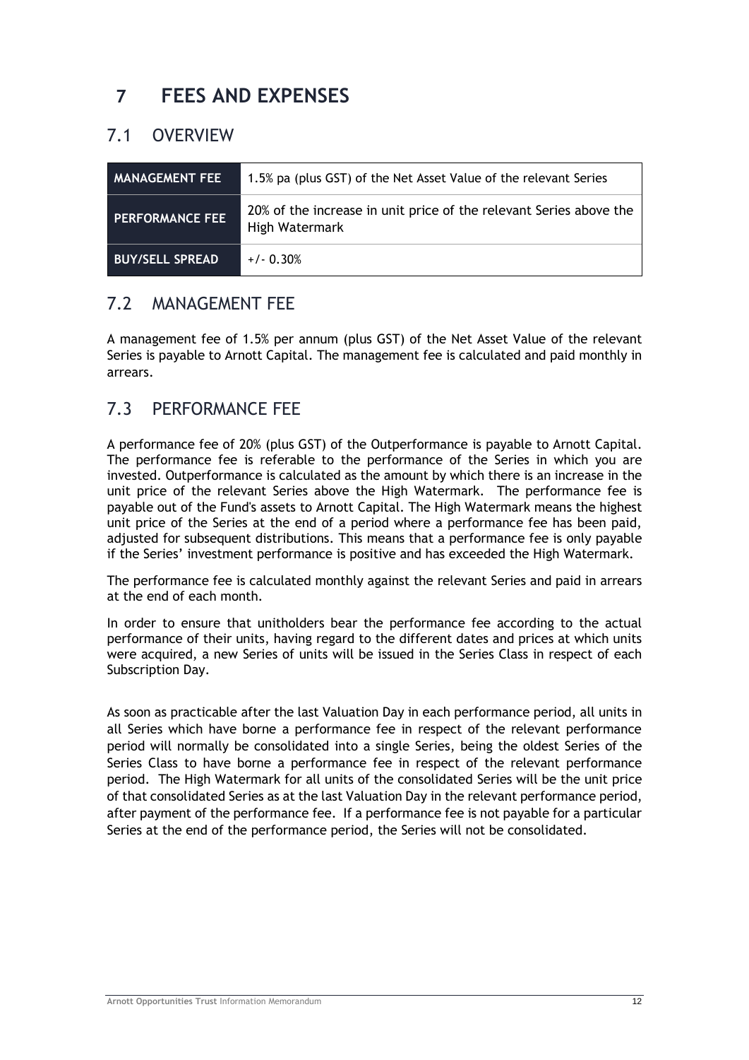# 7 FEES AND EXPENSES

## 7.1 OVERVIEW

| | |
|---|---|
| **MANAGEMENT FEE** | 1.5% pa (plus GST) of the Net Asset Value of the relevant Series |
| **PERFORMANCE FEE** | 20% of the increase in unit price of the relevant Series above the High Watermark |
| **BUY/SELL SPREAD** | +/- 0.30% |

## 7.2 MANAGEMENT FEE

A management fee of 1.5% per annum (plus GST) of the Net Asset Value of the relevant Series is payable to Arnott Capital. The management fee is calculated and paid monthly in arrears.

## 7.3 PERFORMANCE FEE

A performance fee of 20% (plus GST) of the Outperformance is payable to Arnott Capital. The performance fee is referable to the performance of the Series in which you are invested. Outperformance is calculated as the amount by which there is an increase in the unit price of the relevant Series above the High Watermark. The performance fee is payable out of the Fund's assets to Arnott Capital. The High Watermark means the highest unit price of the Series at the end of a period where a performance fee has been paid, adjusted for subsequent distributions. This means that a performance fee is only payable if the Series' investment performance is positive and has exceeded the High Watermark.

The performance fee is calculated monthly against the relevant Series and paid in arrears at the end of each month.

In order to ensure that unitholders bear the performance fee according to the actual performance of their units, having regard to the different dates and prices at which units were acquired, a new Series of units will be issued in the Series Class in respect of each Subscription Day.

As soon as practicable after the last Valuation Day in each performance period, all units in all Series which have borne a performance fee in respect of the relevant performance period will normally be consolidated into a single Series, being the oldest Series of the Series Class to have borne a performance fee in respect of the relevant performance period. The High Watermark for all units of the consolidated Series will be the unit price of that consolidated Series as at the last Valuation Day in the relevant performance period, after payment of the performance fee. If a performance fee is not payable for a particular Series at the end of the performance period, the Series will not be consolidated.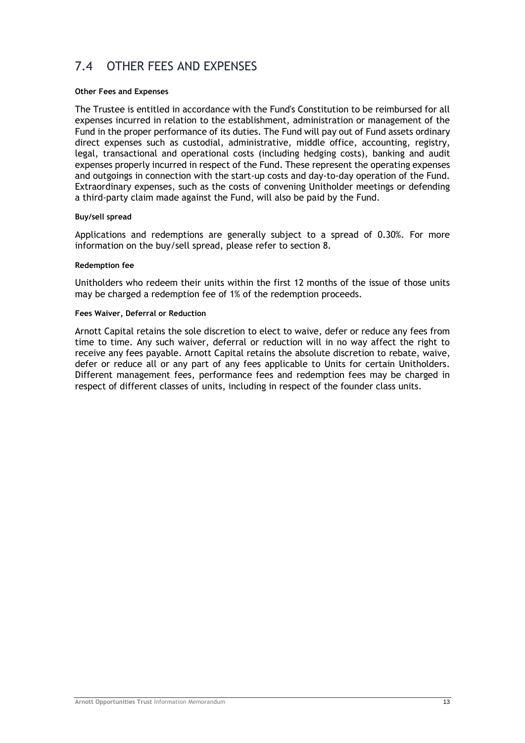## 7.4 OTHER FEES AND EXPENSES

**Other Fees and Expenses**

The Trustee is entitled in accordance with the Fund's Constitution to be reimbursed for all expenses incurred in relation to the establishment, administration or management of the Fund in the proper performance of its duties. The Fund will pay out of Fund assets ordinary direct expenses such as custodial, administrative, middle office, accounting, registry, legal, transactional and operational costs (including hedging costs), banking and audit expenses properly incurred in respect of the Fund. These represent the operating expenses and outgoings in connection with the start-up costs and day-to-day operation of the Fund. Extraordinary expenses, such as the costs of convening Unitholder meetings or defending a third-party claim made against the Fund, will also be paid by the Fund.

**Buy/sell spread**

Applications and redemptions are generally subject to a spread of 0.30%. For more information on the buy/sell spread, please refer to section 8.

**Redemption fee**

Unitholders who redeem their units within the first 12 months of the issue of those units may be charged a redemption fee of 1% of the redemption proceeds.

**Fees Waiver, Deferral or Reduction**

Arnott Capital retains the sole discretion to elect to waive, defer or reduce any fees from time to time. Any such waiver, deferral or reduction will in no way affect the right to receive any fees payable. Arnott Capital retains the absolute discretion to rebate, waive, defer or reduce all or any part of any fees applicable to Units for certain Unitholders. Different management fees, performance fees and redemption fees may be charged in respect of different classes of units, including in respect of the founder class units.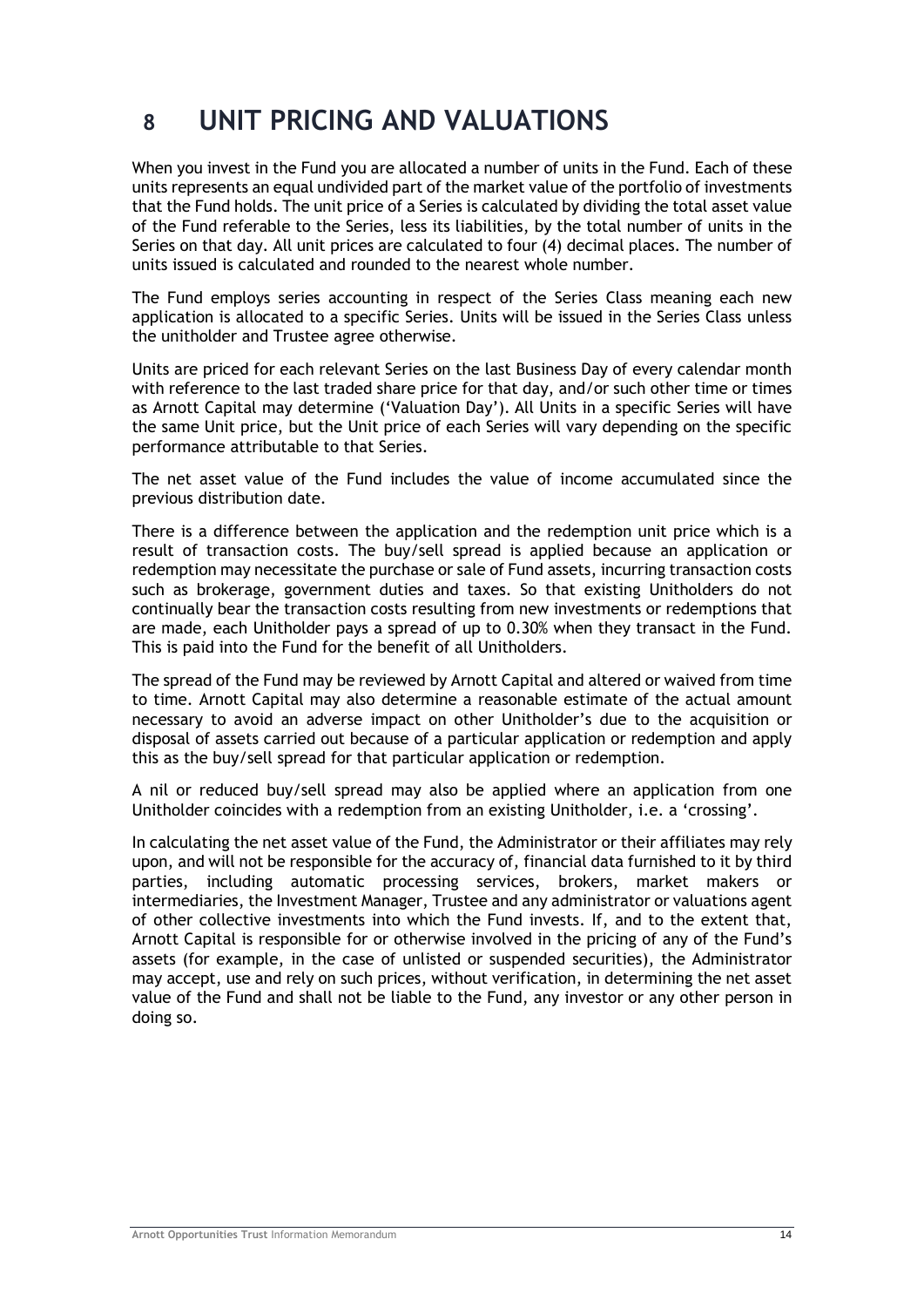# 8 UNIT PRICING AND VALUATIONS

When you invest in the Fund you are allocated a number of units in the Fund. Each of these units represents an equal undivided part of the market value of the portfolio of investments that the Fund holds. The unit price of a Series is calculated by dividing the total asset value of the Fund referable to the Series, less its liabilities, by the total number of units in the Series on that day. All unit prices are calculated to four (4) decimal places. The number of units issued is calculated and rounded to the nearest whole number.

The Fund employs series accounting in respect of the Series Class meaning each new application is allocated to a specific Series. Units will be issued in the Series Class unless the unitholder and Trustee agree otherwise.

Units are priced for each relevant Series on the last Business Day of every calendar month with reference to the last traded share price for that day, and/or such other time or times as Arnott Capital may determine ('Valuation Day'). All Units in a specific Series will have the same Unit price, but the Unit price of each Series will vary depending on the specific performance attributable to that Series.

The net asset value of the Fund includes the value of income accumulated since the previous distribution date.

There is a difference between the application and the redemption unit price which is a result of transaction costs. The buy/sell spread is applied because an application or redemption may necessitate the purchase or sale of Fund assets, incurring transaction costs such as brokerage, government duties and taxes. So that existing Unitholders do not continually bear the transaction costs resulting from new investments or redemptions that are made, each Unitholder pays a spread of up to 0.30% when they transact in the Fund. This is paid into the Fund for the benefit of all Unitholders.

The spread of the Fund may be reviewed by Arnott Capital and altered or waived from time to time. Arnott Capital may also determine a reasonable estimate of the actual amount necessary to avoid an adverse impact on other Unitholder's due to the acquisition or disposal of assets carried out because of a particular application or redemption and apply this as the buy/sell spread for that particular application or redemption.

A nil or reduced buy/sell spread may also be applied where an application from one Unitholder coincides with a redemption from an existing Unitholder, i.e. a 'crossing'.

In calculating the net asset value of the Fund, the Administrator or their affiliates may rely upon, and will not be responsible for the accuracy of, financial data furnished to it by third parties, including automatic processing services, brokers, market makers or intermediaries, the Investment Manager, Trustee and any administrator or valuations agent of other collective investments into which the Fund invests. If, and to the extent that, Arnott Capital is responsible for or otherwise involved in the pricing of any of the Fund's assets (for example, in the case of unlisted or suspended securities), the Administrator may accept, use and rely on such prices, without verification, in determining the net asset value of the Fund and shall not be liable to the Fund, any investor or any other person in doing so.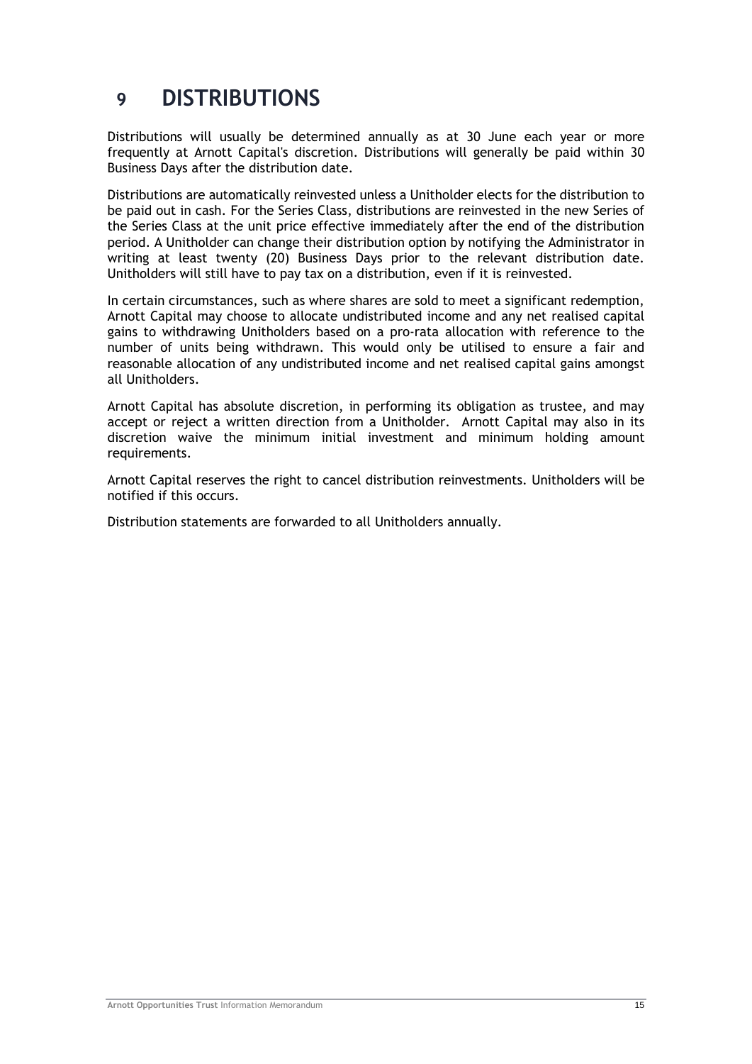# 9 DISTRIBUTIONS

Distributions will usually be determined annually as at 30 June each year or more frequently at Arnott Capital's discretion. Distributions will generally be paid within 30 Business Days after the distribution date.

Distributions are automatically reinvested unless a Unitholder elects for the distribution to be paid out in cash. For the Series Class, distributions are reinvested in the new Series of the Series Class at the unit price effective immediately after the end of the distribution period. A Unitholder can change their distribution option by notifying the Administrator in writing at least twenty (20) Business Days prior to the relevant distribution date. Unitholders will still have to pay tax on a distribution, even if it is reinvested.

In certain circumstances, such as where shares are sold to meet a significant redemption, Arnott Capital may choose to allocate undistributed income and any net realised capital gains to withdrawing Unitholders based on a pro-rata allocation with reference to the number of units being withdrawn. This would only be utilised to ensure a fair and reasonable allocation of any undistributed income and net realised capital gains amongst all Unitholders.

Arnott Capital has absolute discretion, in performing its obligation as trustee, and may accept or reject a written direction from a Unitholder. Arnott Capital may also in its discretion waive the minimum initial investment and minimum holding amount requirements.

Arnott Capital reserves the right to cancel distribution reinvestments. Unitholders will be notified if this occurs.

Distribution statements are forwarded to all Unitholders annually.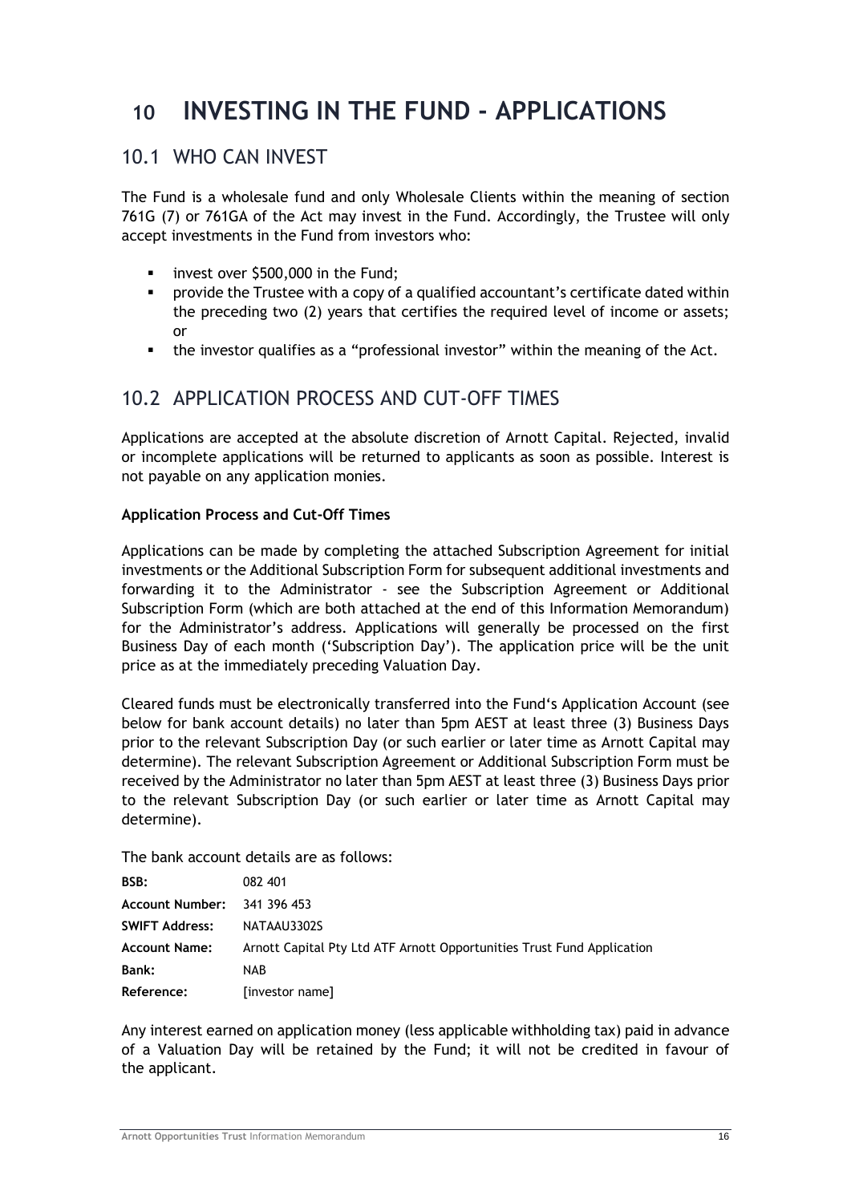# 10 INVESTING IN THE FUND - APPLICATIONS

## 10.1 WHO CAN INVEST

The Fund is a wholesale fund and only Wholesale Clients within the meaning of section 761G (7) or 761GA of the Act may invest in the Fund. Accordingly, the Trustee will only accept investments in the Fund from investors who:

- invest over $500,000 in the Fund;
- provide the Trustee with a copy of a qualified accountant's certificate dated within the preceding two (2) years that certifies the required level of income or assets; or
- the investor qualifies as a "professional investor" within the meaning of the Act.

## 10.2 APPLICATION PROCESS AND CUT-OFF TIMES

Applications are accepted at the absolute discretion of Arnott Capital. Rejected, invalid or incomplete applications will be returned to applicants as soon as possible. Interest is not payable on any application monies.

**Application Process and Cut-Off Times**

Applications can be made by completing the attached Subscription Agreement for initial investments or the Additional Subscription Form for subsequent additional investments and forwarding it to the Administrator - see the Subscription Agreement or Additional Subscription Form (which are both attached at the end of this Information Memorandum) for the Administrator's address. Applications will generally be processed on the first Business Day of each month ('Subscription Day'). The application price will be the unit price as at the immediately preceding Valuation Day.

Cleared funds must be electronically transferred into the Fund's Application Account (see below for bank account details) no later than 5pm AEST at least three (3) Business Days prior to the relevant Subscription Day (or such earlier or later time as Arnott Capital may determine). The relevant Subscription Agreement or Additional Subscription Form must be received by the Administrator no later than 5pm AEST at least three (3) Business Days prior to the relevant Subscription Day (or such earlier or later time as Arnott Capital may determine).

The bank account details are as follows:

| | |
|---|---|
| **BSB:** | 082 401 |
| **Account Number:** | 341 396 453 |
| **SWIFT Address:** | NATAAU3302S |
| **Account Name:** | Arnott Capital Pty Ltd ATF Arnott Opportunities Trust Fund Application |
| **Bank:** | NAB |
| **Reference:** | [investor name] |

Any interest earned on application money (less applicable withholding tax) paid in advance of a Valuation Day will be retained by the Fund; it will not be credited in favour of the applicant.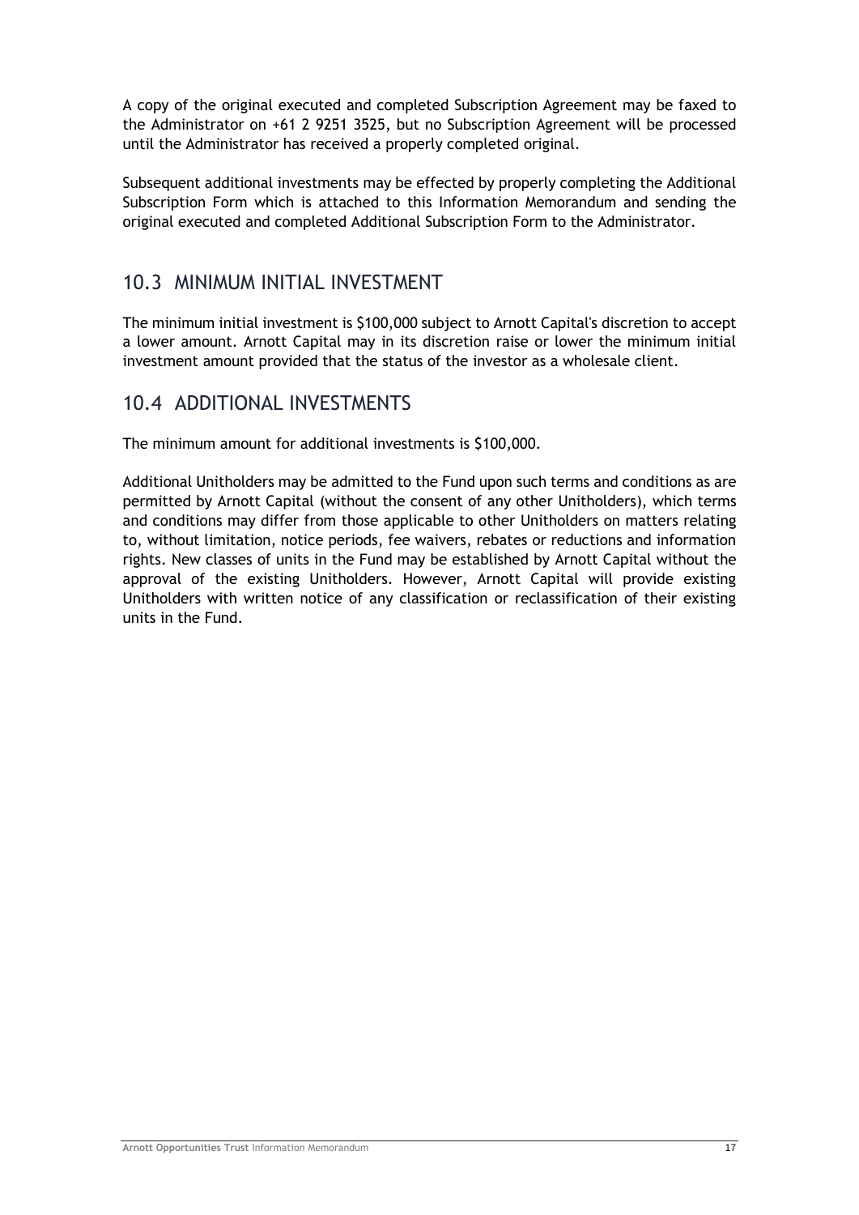A copy of the original executed and completed Subscription Agreement may be faxed to the Administrator on +61 2 9251 3525, but no Subscription Agreement will be processed until the Administrator has received a properly completed original.

Subsequent additional investments may be effected by properly completing the Additional Subscription Form which is attached to this Information Memorandum and sending the original executed and completed Additional Subscription Form to the Administrator.

## 10.3 MINIMUM INITIAL INVESTMENT

The minimum initial investment is $100,000 subject to Arnott Capital's discretion to accept a lower amount. Arnott Capital may in its discretion raise or lower the minimum initial investment amount provided that the status of the investor as a wholesale client.

## 10.4 ADDITIONAL INVESTMENTS

The minimum amount for additional investments is $100,000.

Additional Unitholders may be admitted to the Fund upon such terms and conditions as are permitted by Arnott Capital (without the consent of any other Unitholders), which terms and conditions may differ from those applicable to other Unitholders on matters relating to, without limitation, notice periods, fee waivers, rebates or reductions and information rights. New classes of units in the Fund may be established by Arnott Capital without the approval of the existing Unitholders. However, Arnott Capital will provide existing Unitholders with written notice of any classification or reclassification of their existing units in the Fund.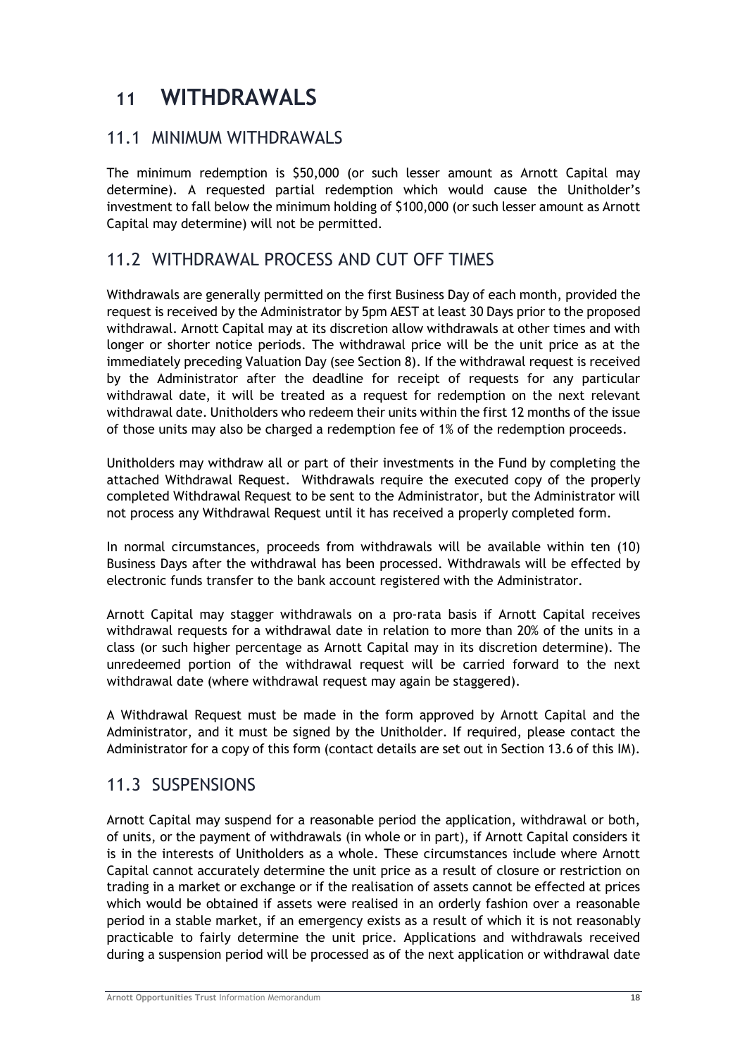# 11 WITHDRAWALS

## 11.1 MINIMUM WITHDRAWALS

The minimum redemption is $50,000 (or such lesser amount as Arnott Capital may determine). A requested partial redemption which would cause the Unitholder's investment to fall below the minimum holding of $100,000 (or such lesser amount as Arnott Capital may determine) will not be permitted.

## 11.2 WITHDRAWAL PROCESS AND CUT OFF TIMES

Withdrawals are generally permitted on the first Business Day of each month, provided the request is received by the Administrator by 5pm AEST at least 30 Days prior to the proposed withdrawal. Arnott Capital may at its discretion allow withdrawals at other times and with longer or shorter notice periods. The withdrawal price will be the unit price as at the immediately preceding Valuation Day (see Section 8). If the withdrawal request is received by the Administrator after the deadline for receipt of requests for any particular withdrawal date, it will be treated as a request for redemption on the next relevant withdrawal date. Unitholders who redeem their units within the first 12 months of the issue of those units may also be charged a redemption fee of 1% of the redemption proceeds.

Unitholders may withdraw all or part of their investments in the Fund by completing the attached Withdrawal Request. Withdrawals require the executed copy of the properly completed Withdrawal Request to be sent to the Administrator, but the Administrator will not process any Withdrawal Request until it has received a properly completed form.

In normal circumstances, proceeds from withdrawals will be available within ten (10) Business Days after the withdrawal has been processed. Withdrawals will be effected by electronic funds transfer to the bank account registered with the Administrator.

Arnott Capital may stagger withdrawals on a pro-rata basis if Arnott Capital receives withdrawal requests for a withdrawal date in relation to more than 20% of the units in a class (or such higher percentage as Arnott Capital may in its discretion determine). The unredeemed portion of the withdrawal request will be carried forward to the next withdrawal date (where withdrawal request may again be staggered).

A Withdrawal Request must be made in the form approved by Arnott Capital and the Administrator, and it must be signed by the Unitholder. If required, please contact the Administrator for a copy of this form (contact details are set out in Section 13.6 of this IM).

## 11.3 SUSPENSIONS

Arnott Capital may suspend for a reasonable period the application, withdrawal or both, of units, or the payment of withdrawals (in whole or in part), if Arnott Capital considers it is in the interests of Unitholders as a whole. These circumstances include where Arnott Capital cannot accurately determine the unit price as a result of closure or restriction on trading in a market or exchange or if the realisation of assets cannot be effected at prices which would be obtained if assets were realised in an orderly fashion over a reasonable period in a stable market, if an emergency exists as a result of which it is not reasonably practicable to fairly determine the unit price. Applications and withdrawals received during a suspension period will be processed as of the next application or withdrawal date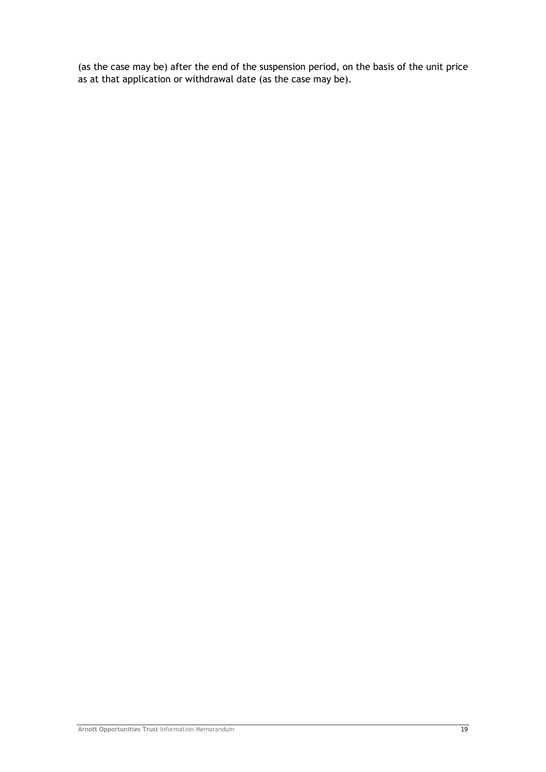(as the case may be) after the end of the suspension period, on the basis of the unit price as at that application or withdrawal date (as the case may be).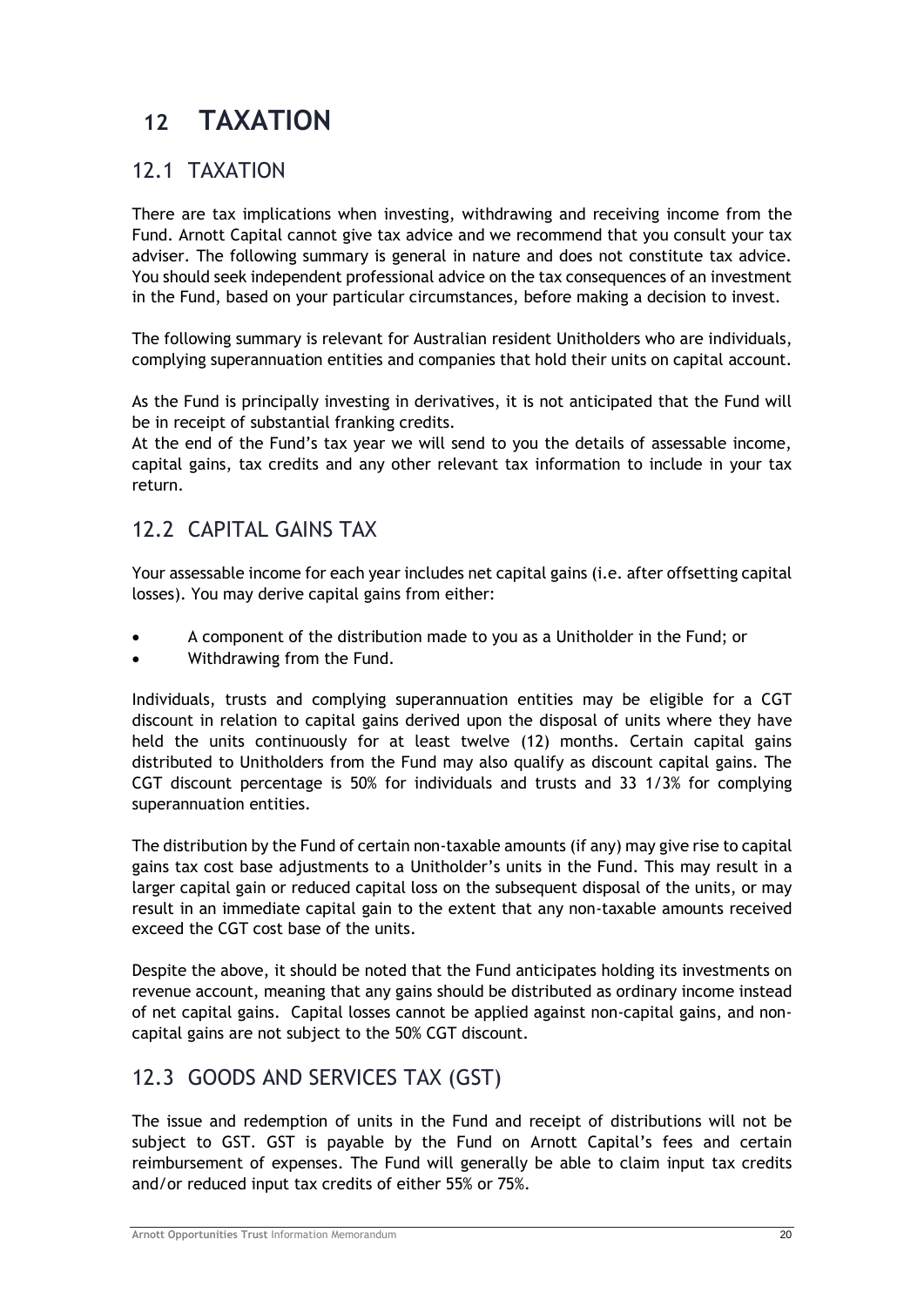# 12 TAXATION

## 12.1 TAXATION

There are tax implications when investing, withdrawing and receiving income from the Fund. Arnott Capital cannot give tax advice and we recommend that you consult your tax adviser. The following summary is general in nature and does not constitute tax advice. You should seek independent professional advice on the tax consequences of an investment in the Fund, based on your particular circumstances, before making a decision to invest.

The following summary is relevant for Australian resident Unitholders who are individuals, complying superannuation entities and companies that hold their units on capital account.

As the Fund is principally investing in derivatives, it is not anticipated that the Fund will be in receipt of substantial franking credits.
At the end of the Fund's tax year we will send to you the details of assessable income, capital gains, tax credits and any other relevant tax information to include in your tax return.

## 12.2 CAPITAL GAINS TAX

Your assessable income for each year includes net capital gains (i.e. after offsetting capital losses). You may derive capital gains from either:

- A component of the distribution made to you as a Unitholder in the Fund; or
- Withdrawing from the Fund.

Individuals, trusts and complying superannuation entities may be eligible for a CGT discount in relation to capital gains derived upon the disposal of units where they have held the units continuously for at least twelve (12) months. Certain capital gains distributed to Unitholders from the Fund may also qualify as discount capital gains. The CGT discount percentage is 50% for individuals and trusts and 33 1/3% for complying superannuation entities.

The distribution by the Fund of certain non-taxable amounts (if any) may give rise to capital gains tax cost base adjustments to a Unitholder's units in the Fund. This may result in a larger capital gain or reduced capital loss on the subsequent disposal of the units, or may result in an immediate capital gain to the extent that any non-taxable amounts received exceed the CGT cost base of the units.

Despite the above, it should be noted that the Fund anticipates holding its investments on revenue account, meaning that any gains should be distributed as ordinary income instead of net capital gains. Capital losses cannot be applied against non-capital gains, and non-capital gains are not subject to the 50% CGT discount.

## 12.3 GOODS AND SERVICES TAX (GST)

The issue and redemption of units in the Fund and receipt of distributions will not be subject to GST. GST is payable by the Fund on Arnott Capital's fees and certain reimbursement of expenses. The Fund will generally be able to claim input tax credits and/or reduced input tax credits of either 55% or 75%.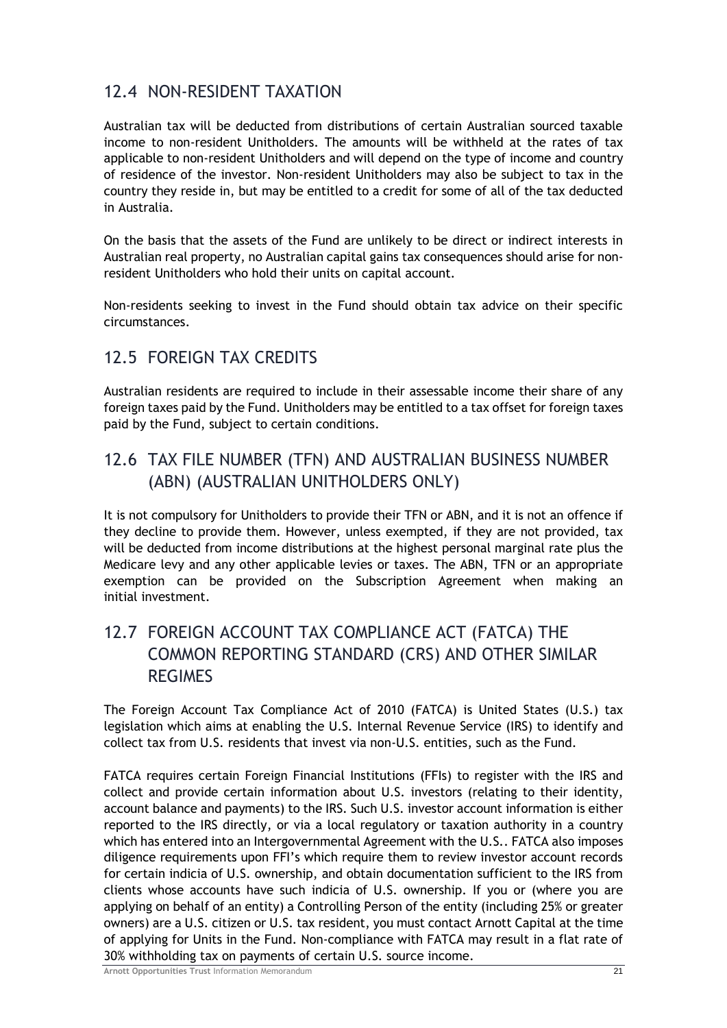## 12.4 NON-RESIDENT TAXATION

Australian tax will be deducted from distributions of certain Australian sourced taxable income to non-resident Unitholders. The amounts will be withheld at the rates of tax applicable to non-resident Unitholders and will depend on the type of income and country of residence of the investor. Non-resident Unitholders may also be subject to tax in the country they reside in, but may be entitled to a credit for some of all of the tax deducted in Australia.

On the basis that the assets of the Fund are unlikely to be direct or indirect interests in Australian real property, no Australian capital gains tax consequences should arise for non-resident Unitholders who hold their units on capital account.

Non-residents seeking to invest in the Fund should obtain tax advice on their specific circumstances.

## 12.5 FOREIGN TAX CREDITS

Australian residents are required to include in their assessable income their share of any foreign taxes paid by the Fund. Unitholders may be entitled to a tax offset for foreign taxes paid by the Fund, subject to certain conditions.

## 12.6 TAX FILE NUMBER (TFN) AND AUSTRALIAN BUSINESS NUMBER (ABN) (AUSTRALIAN UNITHOLDERS ONLY)

It is not compulsory for Unitholders to provide their TFN or ABN, and it is not an offence if they decline to provide them. However, unless exempted, if they are not provided, tax will be deducted from income distributions at the highest personal marginal rate plus the Medicare levy and any other applicable levies or taxes. The ABN, TFN or an appropriate exemption can be provided on the Subscription Agreement when making an initial investment.

## 12.7 FOREIGN ACCOUNT TAX COMPLIANCE ACT (FATCA) THE COMMON REPORTING STANDARD (CRS) AND OTHER SIMILAR REGIMES

The Foreign Account Tax Compliance Act of 2010 (FATCA) is United States (U.S.) tax legislation which aims at enabling the U.S. Internal Revenue Service (IRS) to identify and collect tax from U.S. residents that invest via non-U.S. entities, such as the Fund.

FATCA requires certain Foreign Financial Institutions (FFIs) to register with the IRS and collect and provide certain information about U.S. investors (relating to their identity, account balance and payments) to the IRS. Such U.S. investor account information is either reported to the IRS directly, or via a local regulatory or taxation authority in a country which has entered into an Intergovernmental Agreement with the U.S.. FATCA also imposes diligence requirements upon FFI's which require them to review investor account records for certain indicia of U.S. ownership, and obtain documentation sufficient to the IRS from clients whose accounts have such indicia of U.S. ownership. If you or (where you are applying on behalf of an entity) a Controlling Person of the entity (including 25% or greater owners) are a U.S. citizen or U.S. tax resident, you must contact Arnott Capital at the time of applying for Units in the Fund. Non-compliance with FATCA may result in a flat rate of 30% withholding tax on payments of certain U.S. source income.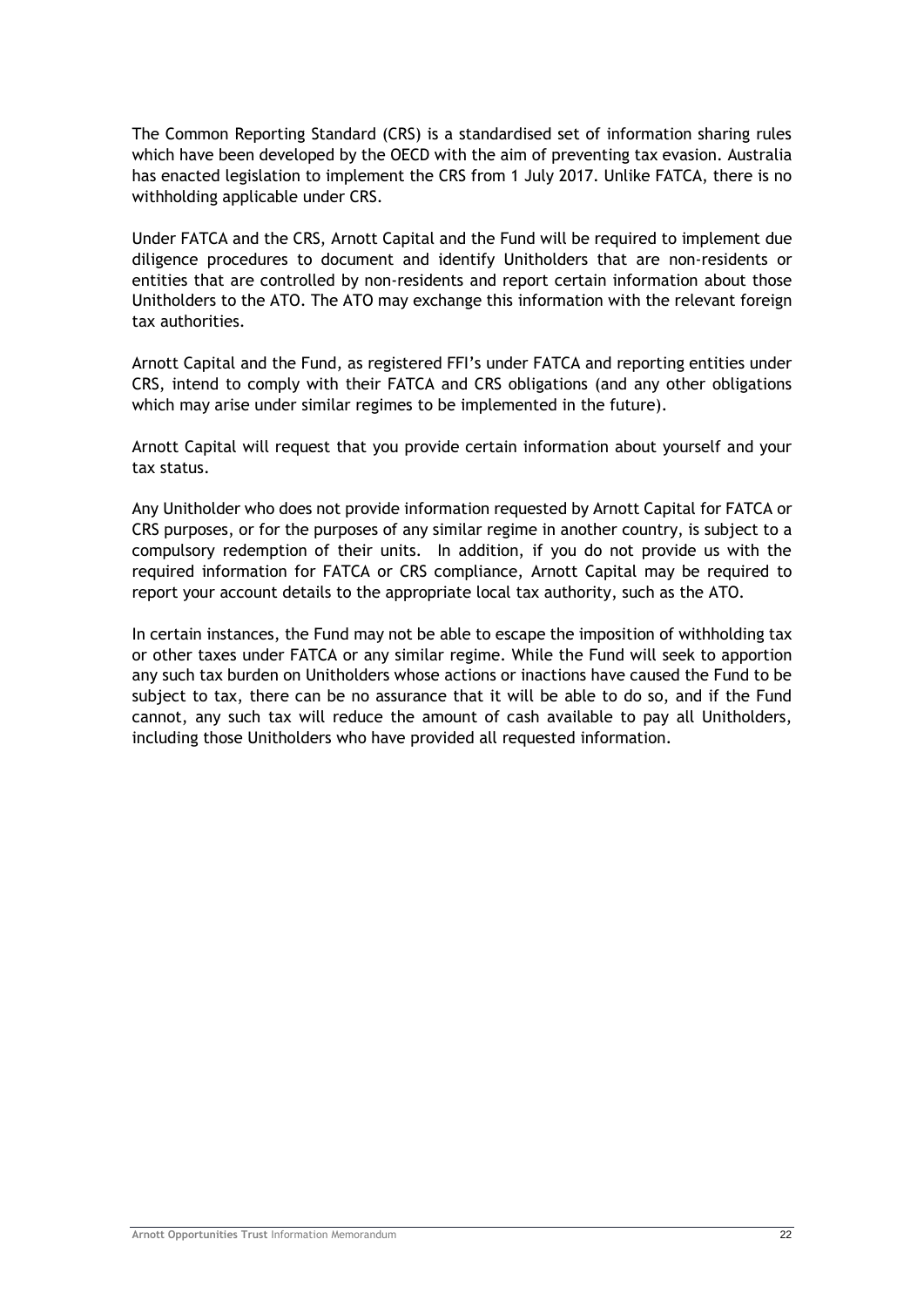The Common Reporting Standard (CRS) is a standardised set of information sharing rules which have been developed by the OECD with the aim of preventing tax evasion. Australia has enacted legislation to implement the CRS from 1 July 2017. Unlike FATCA, there is no withholding applicable under CRS.

Under FATCA and the CRS, Arnott Capital and the Fund will be required to implement due diligence procedures to document and identify Unitholders that are non-residents or entities that are controlled by non-residents and report certain information about those Unitholders to the ATO. The ATO may exchange this information with the relevant foreign tax authorities.

Arnott Capital and the Fund, as registered FFI's under FATCA and reporting entities under CRS, intend to comply with their FATCA and CRS obligations (and any other obligations which may arise under similar regimes to be implemented in the future).

Arnott Capital will request that you provide certain information about yourself and your tax status.

Any Unitholder who does not provide information requested by Arnott Capital for FATCA or CRS purposes, or for the purposes of any similar regime in another country, is subject to a compulsory redemption of their units. In addition, if you do not provide us with the required information for FATCA or CRS compliance, Arnott Capital may be required to report your account details to the appropriate local tax authority, such as the ATO.

In certain instances, the Fund may not be able to escape the imposition of withholding tax or other taxes under FATCA or any similar regime. While the Fund will seek to apportion any such tax burden on Unitholders whose actions or inactions have caused the Fund to be subject to tax, there can be no assurance that it will be able to do so, and if the Fund cannot, any such tax will reduce the amount of cash available to pay all Unitholders, including those Unitholders who have provided all requested information.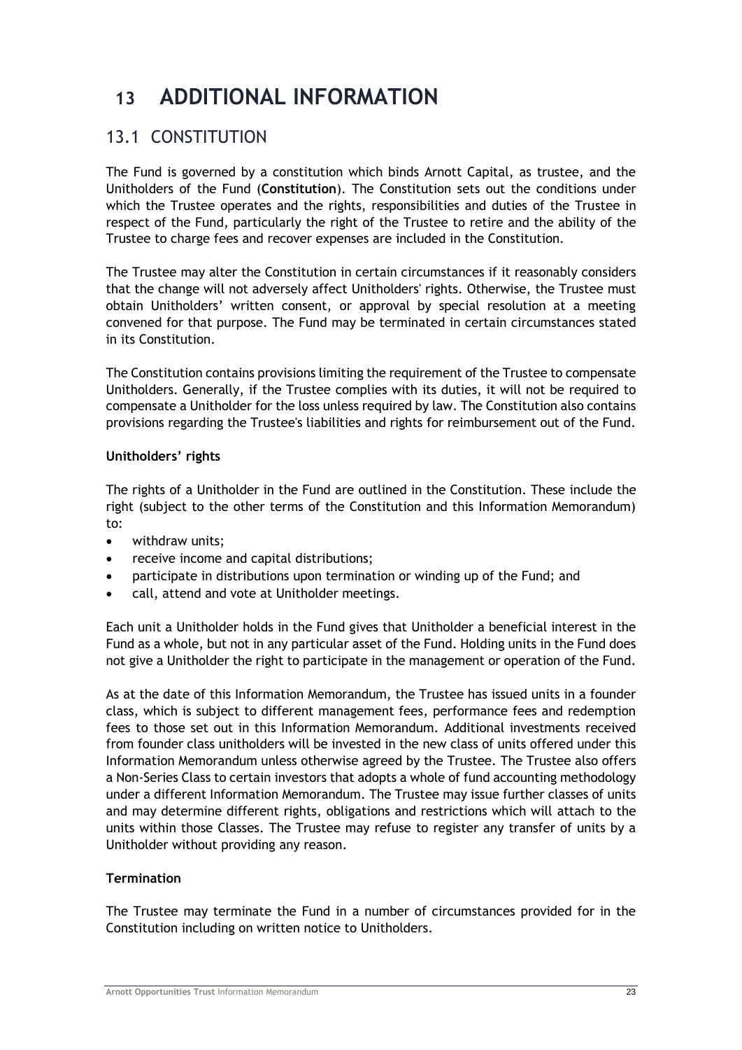# 13 ADDITIONAL INFORMATION

## 13.1 CONSTITUTION

The Fund is governed by a constitution which binds Arnott Capital, as trustee, and the Unitholders of the Fund (**Constitution**). The Constitution sets out the conditions under which the Trustee operates and the rights, responsibilities and duties of the Trustee in respect of the Fund, particularly the right of the Trustee to retire and the ability of the Trustee to charge fees and recover expenses are included in the Constitution.

The Trustee may alter the Constitution in certain circumstances if it reasonably considers that the change will not adversely affect Unitholders' rights. Otherwise, the Trustee must obtain Unitholders' written consent, or approval by special resolution at a meeting convened for that purpose. The Fund may be terminated in certain circumstances stated in its Constitution.

The Constitution contains provisions limiting the requirement of the Trustee to compensate Unitholders. Generally, if the Trustee complies with its duties, it will not be required to compensate a Unitholder for the loss unless required by law. The Constitution also contains provisions regarding the Trustee's liabilities and rights for reimbursement out of the Fund.

**Unitholders' rights**

The rights of a Unitholder in the Fund are outlined in the Constitution. These include the right (subject to the other terms of the Constitution and this Information Memorandum) to:

- withdraw units;
- receive income and capital distributions;
- participate in distributions upon termination or winding up of the Fund; and
- call, attend and vote at Unitholder meetings.

Each unit a Unitholder holds in the Fund gives that Unitholder a beneficial interest in the Fund as a whole, but not in any particular asset of the Fund. Holding units in the Fund does not give a Unitholder the right to participate in the management or operation of the Fund.

As at the date of this Information Memorandum, the Trustee has issued units in a founder class, which is subject to different management fees, performance fees and redemption fees to those set out in this Information Memorandum. Additional investments received from founder class unitholders will be invested in the new class of units offered under this Information Memorandum unless otherwise agreed by the Trustee. The Trustee also offers a Non-Series Class to certain investors that adopts a whole of fund accounting methodology under a different Information Memorandum. The Trustee may issue further classes of units and may determine different rights, obligations and restrictions which will attach to the units within those Classes. The Trustee may refuse to register any transfer of units by a Unitholder without providing any reason.

**Termination**

The Trustee may terminate the Fund in a number of circumstances provided for in the Constitution including on written notice to Unitholders.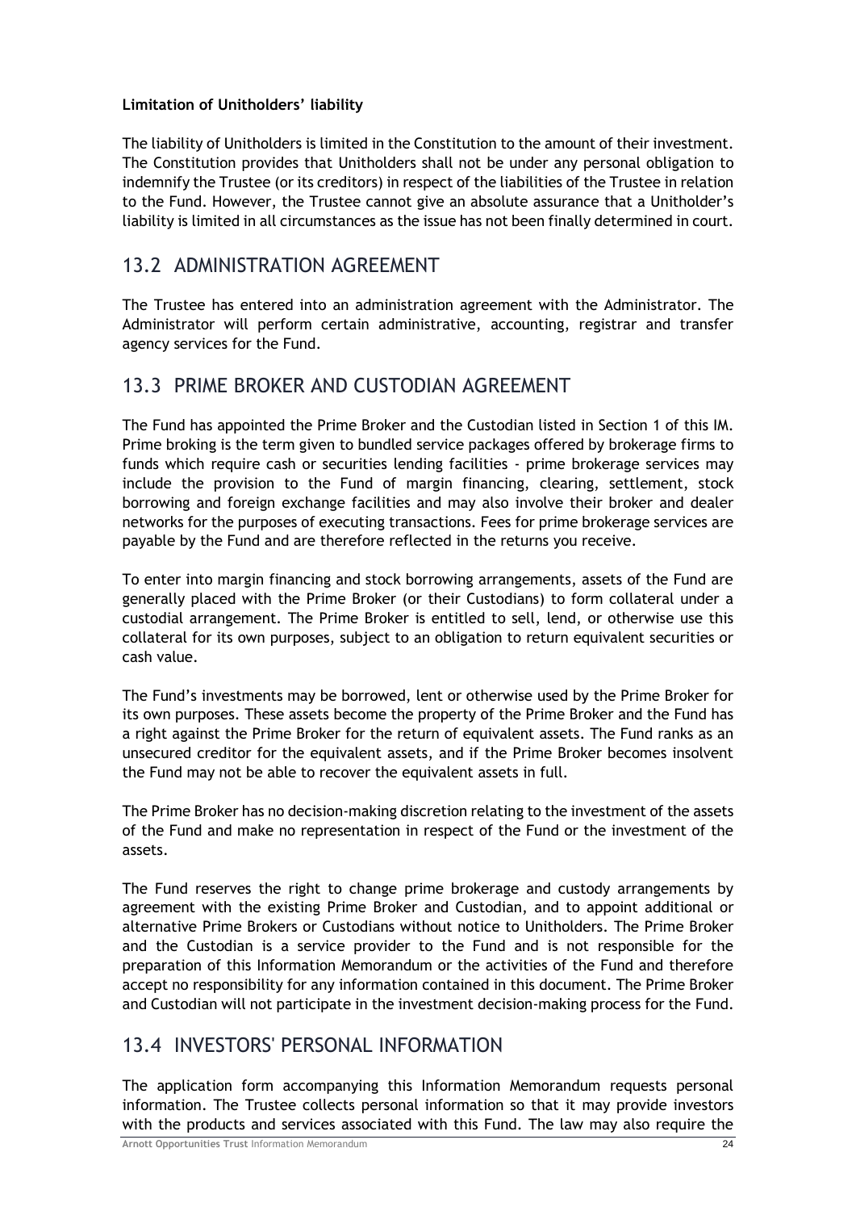**Limitation of Unitholders' liability**

The liability of Unitholders is limited in the Constitution to the amount of their investment. The Constitution provides that Unitholders shall not be under any personal obligation to indemnify the Trustee (or its creditors) in respect of the liabilities of the Trustee in relation to the Fund. However, the Trustee cannot give an absolute assurance that a Unitholder's liability is limited in all circumstances as the issue has not been finally determined in court.

## 13.2 ADMINISTRATION AGREEMENT

The Trustee has entered into an administration agreement with the Administrator. The Administrator will perform certain administrative, accounting, registrar and transfer agency services for the Fund.

## 13.3 PRIME BROKER AND CUSTODIAN AGREEMENT

The Fund has appointed the Prime Broker and the Custodian listed in Section 1 of this IM. Prime broking is the term given to bundled service packages offered by brokerage firms to funds which require cash or securities lending facilities - prime brokerage services may include the provision to the Fund of margin financing, clearing, settlement, stock borrowing and foreign exchange facilities and may also involve their broker and dealer networks for the purposes of executing transactions. Fees for prime brokerage services are payable by the Fund and are therefore reflected in the returns you receive.

To enter into margin financing and stock borrowing arrangements, assets of the Fund are generally placed with the Prime Broker (or their Custodians) to form collateral under a custodial arrangement. The Prime Broker is entitled to sell, lend, or otherwise use this collateral for its own purposes, subject to an obligation to return equivalent securities or cash value.

The Fund's investments may be borrowed, lent or otherwise used by the Prime Broker for its own purposes. These assets become the property of the Prime Broker and the Fund has a right against the Prime Broker for the return of equivalent assets. The Fund ranks as an unsecured creditor for the equivalent assets, and if the Prime Broker becomes insolvent the Fund may not be able to recover the equivalent assets in full.

The Prime Broker has no decision-making discretion relating to the investment of the assets of the Fund and make no representation in respect of the Fund or the investment of the assets.

The Fund reserves the right to change prime brokerage and custody arrangements by agreement with the existing Prime Broker and Custodian, and to appoint additional or alternative Prime Brokers or Custodians without notice to Unitholders. The Prime Broker and the Custodian is a service provider to the Fund and is not responsible for the preparation of this Information Memorandum or the activities of the Fund and therefore accept no responsibility for any information contained in this document. The Prime Broker and Custodian will not participate in the investment decision-making process for the Fund.

## 13.4 INVESTORS' PERSONAL INFORMATION

The application form accompanying this Information Memorandum requests personal information. The Trustee collects personal information so that it may provide investors with the products and services associated with this Fund. The law may also require the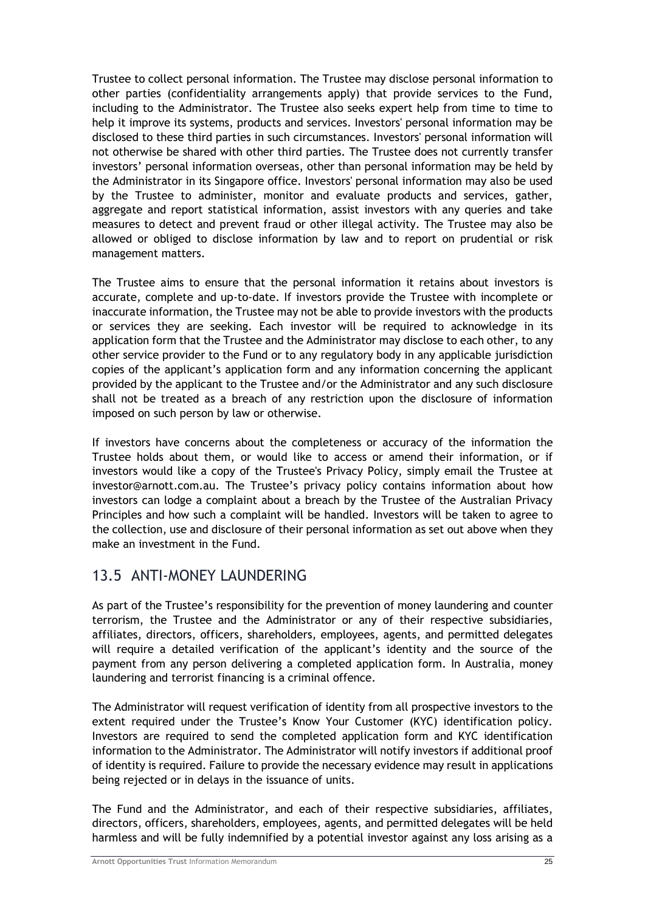Trustee to collect personal information. The Trustee may disclose personal information to other parties (confidentiality arrangements apply) that provide services to the Fund, including to the Administrator. The Trustee also seeks expert help from time to time to help it improve its systems, products and services. Investors' personal information may be disclosed to these third parties in such circumstances. Investors' personal information will not otherwise be shared with other third parties. The Trustee does not currently transfer investors' personal information overseas, other than personal information may be held by the Administrator in its Singapore office. Investors' personal information may also be used by the Trustee to administer, monitor and evaluate products and services, gather, aggregate and report statistical information, assist investors with any queries and take measures to detect and prevent fraud or other illegal activity. The Trustee may also be allowed or obliged to disclose information by law and to report on prudential or risk management matters.

The Trustee aims to ensure that the personal information it retains about investors is accurate, complete and up-to-date. If investors provide the Trustee with incomplete or inaccurate information, the Trustee may not be able to provide investors with the products or services they are seeking. Each investor will be required to acknowledge in its application form that the Trustee and the Administrator may disclose to each other, to any other service provider to the Fund or to any regulatory body in any applicable jurisdiction copies of the applicant's application form and any information concerning the applicant provided by the applicant to the Trustee and/or the Administrator and any such disclosure shall not be treated as a breach of any restriction upon the disclosure of information imposed on such person by law or otherwise.

If investors have concerns about the completeness or accuracy of the information the Trustee holds about them, or would like to access or amend their information, or if investors would like a copy of the Trustee's Privacy Policy, simply email the Trustee at investor@arnott.com.au. The Trustee's privacy policy contains information about how investors can lodge a complaint about a breach by the Trustee of the Australian Privacy Principles and how such a complaint will be handled. Investors will be taken to agree to the collection, use and disclosure of their personal information as set out above when they make an investment in the Fund.

## 13.5 ANTI-MONEY LAUNDERING

As part of the Trustee's responsibility for the prevention of money laundering and counter terrorism, the Trustee and the Administrator or any of their respective subsidiaries, affiliates, directors, officers, shareholders, employees, agents, and permitted delegates will require a detailed verification of the applicant's identity and the source of the payment from any person delivering a completed application form. In Australia, money laundering and terrorist financing is a criminal offence.

The Administrator will request verification of identity from all prospective investors to the extent required under the Trustee's Know Your Customer (KYC) identification policy. Investors are required to send the completed application form and KYC identification information to the Administrator. The Administrator will notify investors if additional proof of identity is required. Failure to provide the necessary evidence may result in applications being rejected or in delays in the issuance of units.

The Fund and the Administrator, and each of their respective subsidiaries, affiliates, directors, officers, shareholders, employees, agents, and permitted delegates will be held harmless and will be fully indemnified by a potential investor against any loss arising as a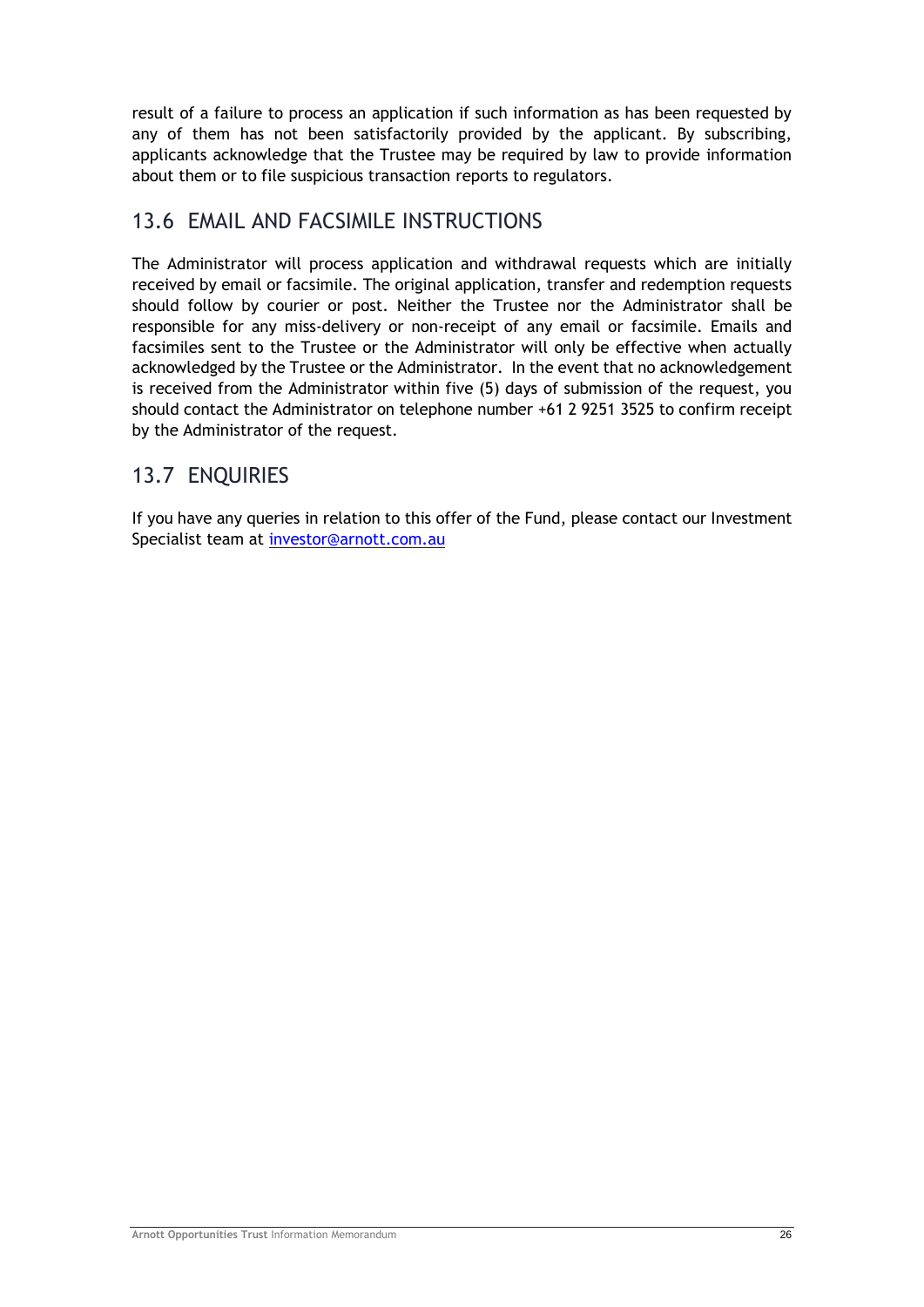result of a failure to process an application if such information as has been requested by any of them has not been satisfactorily provided by the applicant. By subscribing, applicants acknowledge that the Trustee may be required by law to provide information about them or to file suspicious transaction reports to regulators.

## 13.6 EMAIL AND FACSIMILE INSTRUCTIONS

The Administrator will process application and withdrawal requests which are initially received by email or facsimile. The original application, transfer and redemption requests should follow by courier or post. Neither the Trustee nor the Administrator shall be responsible for any miss-delivery or non-receipt of any email or facsimile. Emails and facsimiles sent to the Trustee or the Administrator will only be effective when actually acknowledged by the Trustee or the Administrator. In the event that no acknowledgement is received from the Administrator within five (5) days of submission of the request, you should contact the Administrator on telephone number +61 2 9251 3525 to confirm receipt by the Administrator of the request.

## 13.7 ENQUIRIES

If you have any queries in relation to this offer of the Fund, please contact our Investment Specialist team at investor@arnott.com.au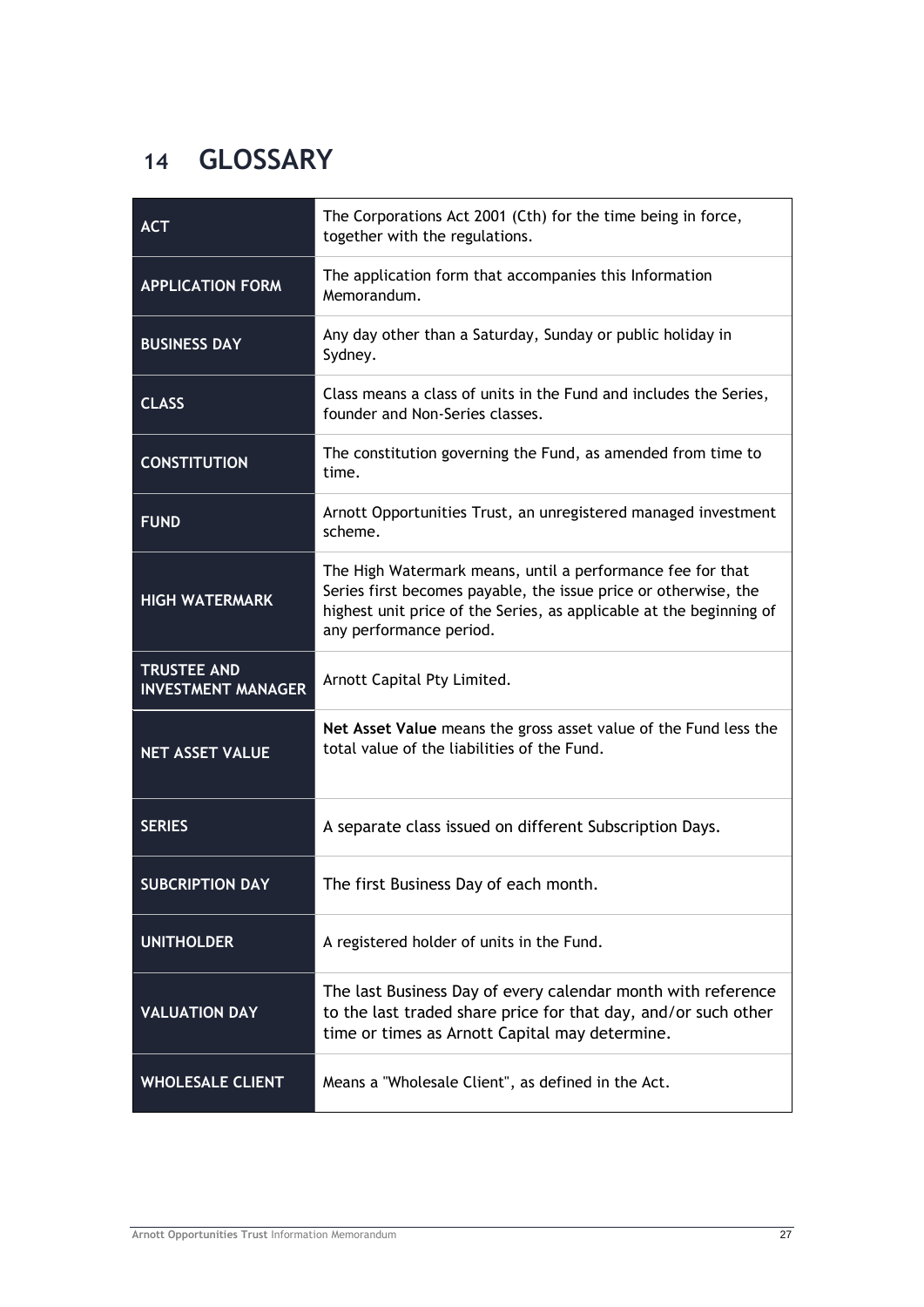# 14 GLOSSARY

| | |
|---|---|
| **ACT** | The Corporations Act 2001 (Cth) for the time being in force, together with the regulations. |
| **APPLICATION FORM** | The application form that accompanies this Information Memorandum. |
| **BUSINESS DAY** | Any day other than a Saturday, Sunday or public holiday in Sydney. |
| **CLASS** | Class means a class of units in the Fund and includes the Series, founder and Non-Series classes. |
| **CONSTITUTION** | The constitution governing the Fund, as amended from time to time. |
| **FUND** | Arnott Opportunities Trust, an unregistered managed investment scheme. |
| **HIGH WATERMARK** | The High Watermark means, until a performance fee for that Series first becomes payable, the issue price or otherwise, the highest unit price of the Series, as applicable at the beginning of any performance period. |
| **TRUSTEE AND INVESTMENT MANAGER** | Arnott Capital Pty Limited. |
| **NET ASSET VALUE** | **Net Asset Value** means the gross asset value of the Fund less the total value of the liabilities of the Fund. |
| **SERIES** | A separate class issued on different Subscription Days. |
| **SUBCRIPTION DAY** | The first Business Day of each month. |
| **UNITHOLDER** | A registered holder of units in the Fund. |
| **VALUATION DAY** | The last Business Day of every calendar month with reference to the last traded share price for that day, and/or such other time or times as Arnott Capital may determine. |
| **WHOLESALE CLIENT** | Means a "Wholesale Client", as defined in the Act. |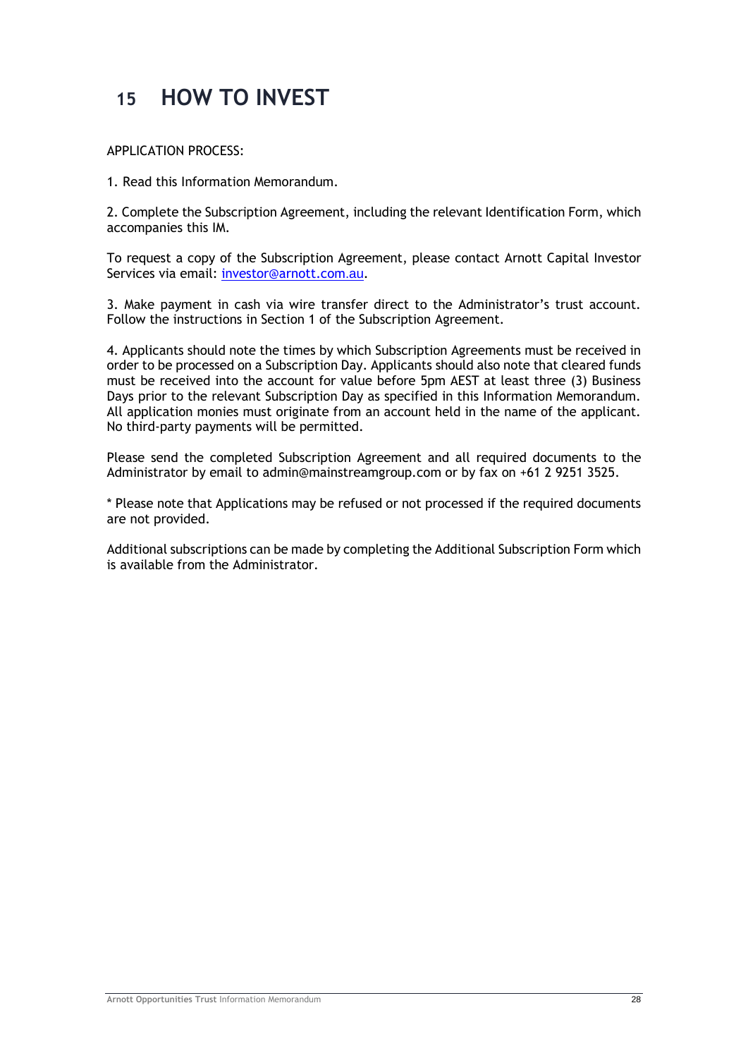# 15 HOW TO INVEST

APPLICATION PROCESS:

1. Read this Information Memorandum.

2. Complete the Subscription Agreement, including the relevant Identification Form, which accompanies this IM.

To request a copy of the Subscription Agreement, please contact Arnott Capital Investor Services via email: investor@arnott.com.au.

3. Make payment in cash via wire transfer direct to the Administrator's trust account. Follow the instructions in Section 1 of the Subscription Agreement.

4. Applicants should note the times by which Subscription Agreements must be received in order to be processed on a Subscription Day. Applicants should also note that cleared funds must be received into the account for value before 5pm AEST at least three (3) Business Days prior to the relevant Subscription Day as specified in this Information Memorandum. All application monies must originate from an account held in the name of the applicant. No third-party payments will be permitted.

Please send the completed Subscription Agreement and all required documents to the Administrator by email to admin@mainstreamgroup.com or by fax on +61 2 9251 3525.

* Please note that Applications may be refused or not processed if the required documents are not provided.

Additional subscriptions can be made by completing the Additional Subscription Form which is available from the Administrator.